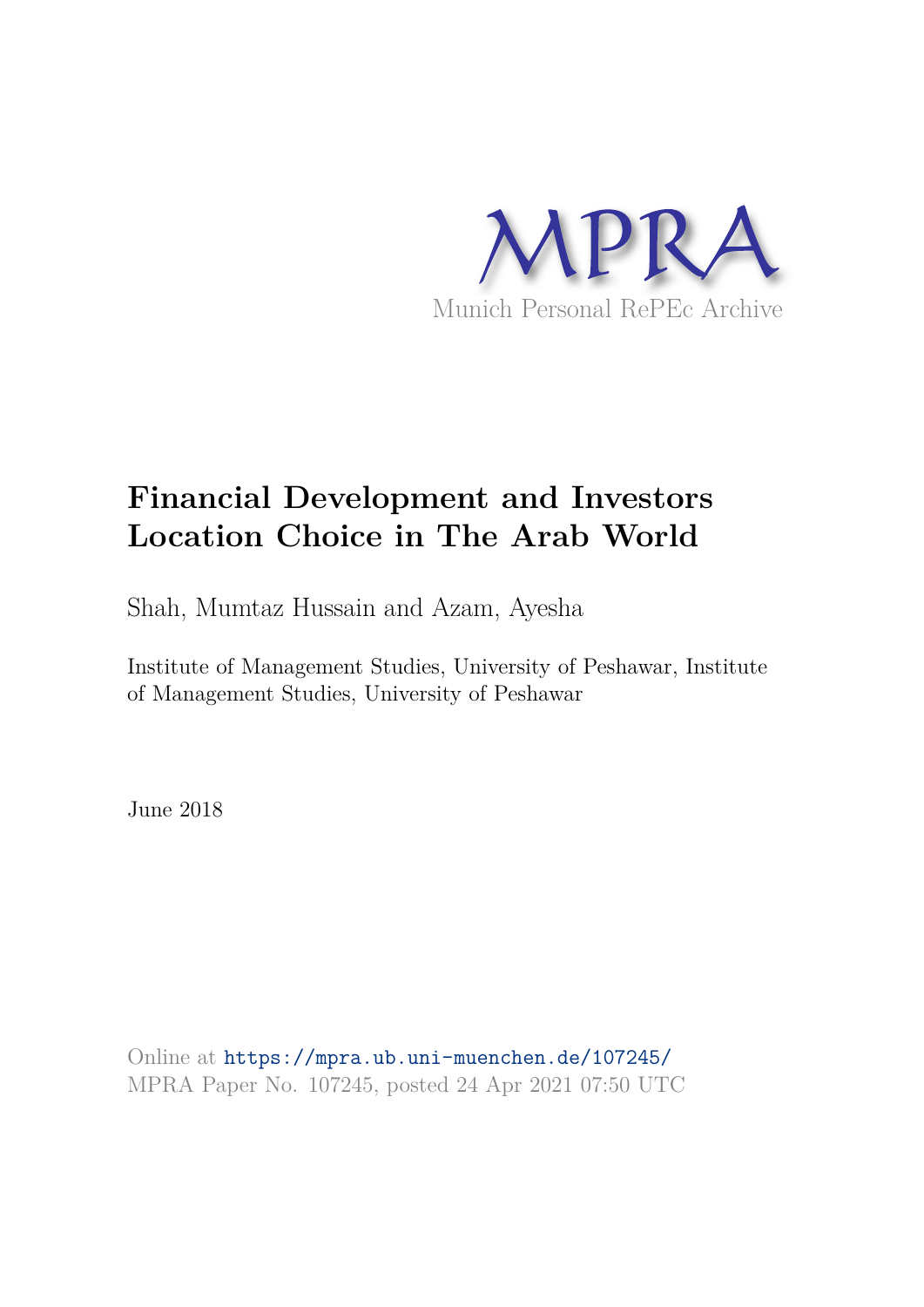MPRA

Munich Personal RePEc Archive

# Financial Development and Investors Location Choice in The Arab World

Shah, Mumtaz Hussain and Azam, Ayesha

Institute of Management Studies, University of Peshawar, Institute of Management Studies, University of Peshawar

June 2018

Online at https://mpra.ub.uni-muenchen.de/107245/
MPRA Paper No. 107245, posted 24 Apr 2021 07:50 UTC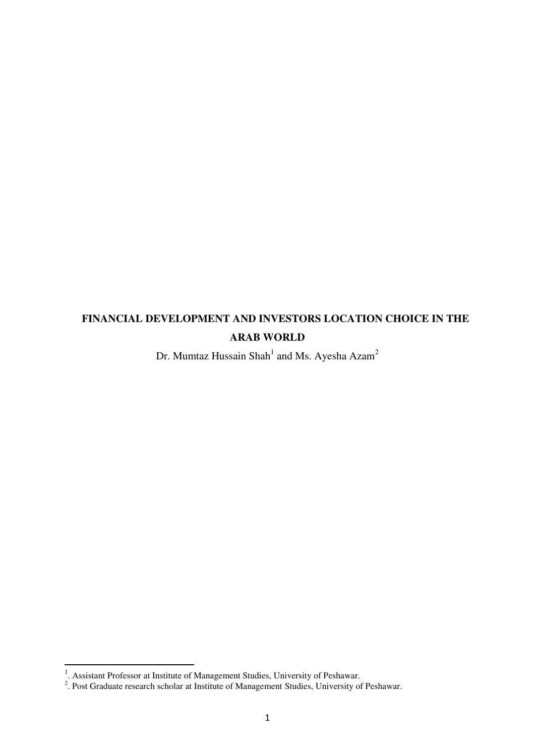# FINANCIAL DEVELOPMENT AND INVESTORS LOCATION CHOICE IN THE ARAB WORLD

Dr. Mumtaz Hussain Shah[1] and Ms. Ayesha Azam[2]

[1]. Assistant Professor at Institute of Management Studies, University of Peshawar.

[2]. Post Graduate research scholar at Institute of Management Studies, University of Peshawar.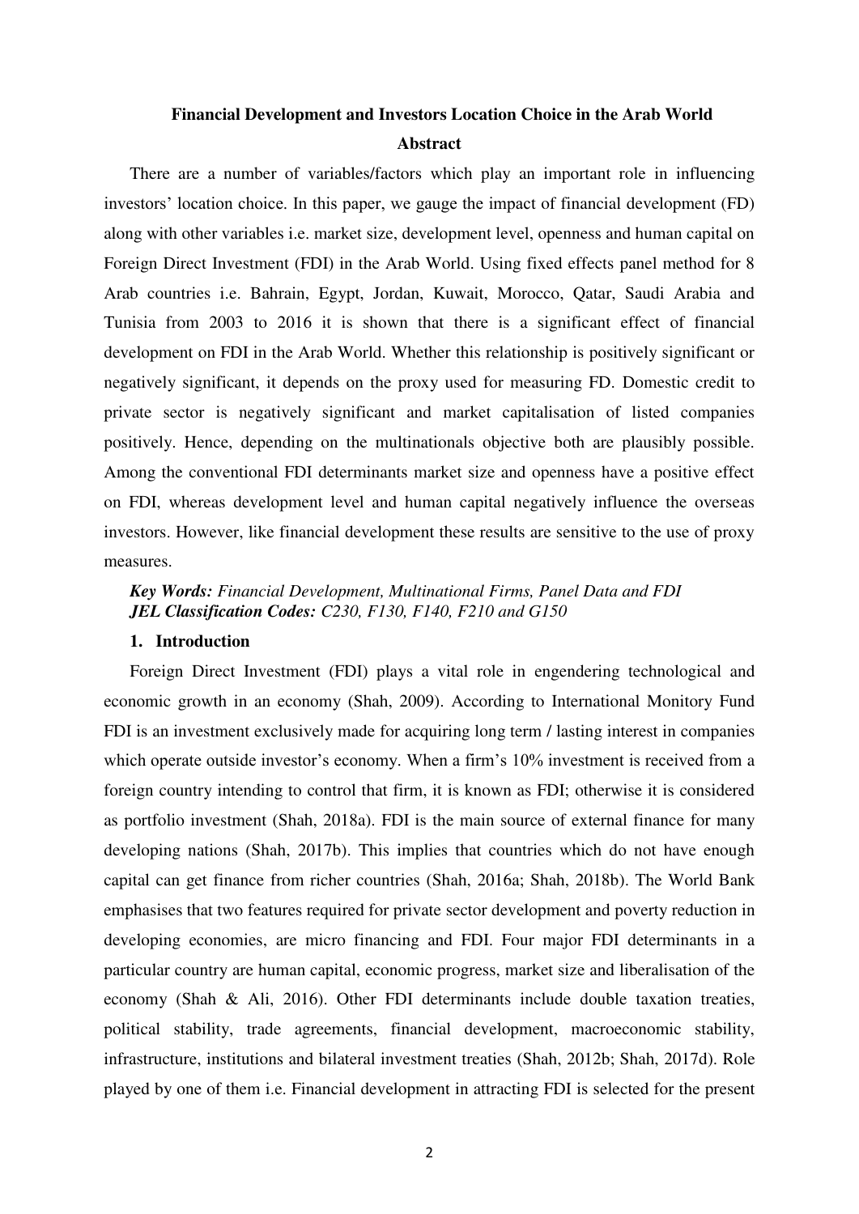# Financial Development and Investors Location Choice in the Arab World

## Abstract

There are a number of variables/factors which play an important role in influencing investors' location choice. In this paper, we gauge the impact of financial development (FD) along with other variables i.e. market size, development level, openness and human capital on Foreign Direct Investment (FDI) in the Arab World. Using fixed effects panel method for 8 Arab countries i.e. Bahrain, Egypt, Jordan, Kuwait, Morocco, Qatar, Saudi Arabia and Tunisia from 2003 to 2016 it is shown that there is a significant effect of financial development on FDI in the Arab World. Whether this relationship is positively significant or negatively significant, it depends on the proxy used for measuring FD. Domestic credit to private sector is negatively significant and market capitalisation of listed companies positively. Hence, depending on the multinationals objective both are plausibly possible. Among the conventional FDI determinants market size and openness have a positive effect on FDI, whereas development level and human capital negatively influence the overseas investors. However, like financial development these results are sensitive to the use of proxy measures.

***Key Words:*** *Financial Development, Multinational Firms, Panel Data and FDI*
***JEL Classification Codes:*** *C230, F130, F140, F210 and G150*

## 1. Introduction

Foreign Direct Investment (FDI) plays a vital role in engendering technological and economic growth in an economy (Shah, 2009). According to International Monitory Fund FDI is an investment exclusively made for acquiring long term / lasting interest in companies which operate outside investor's economy. When a firm's 10% investment is received from a foreign country intending to control that firm, it is known as FDI; otherwise it is considered as portfolio investment (Shah, 2018a). FDI is the main source of external finance for many developing nations (Shah, 2017b). This implies that countries which do not have enough capital can get finance from richer countries (Shah, 2016a; Shah, 2018b). The World Bank emphasises that two features required for private sector development and poverty reduction in developing economies, are micro financing and FDI. Four major FDI determinants in a particular country are human capital, economic progress, market size and liberalisation of the economy (Shah & Ali, 2016). Other FDI determinants include double taxation treaties, political stability, trade agreements, financial development, macroeconomic stability, infrastructure, institutions and bilateral investment treaties (Shah, 2012b; Shah, 2017d). Role played by one of them i.e. Financial development in attracting FDI is selected for the present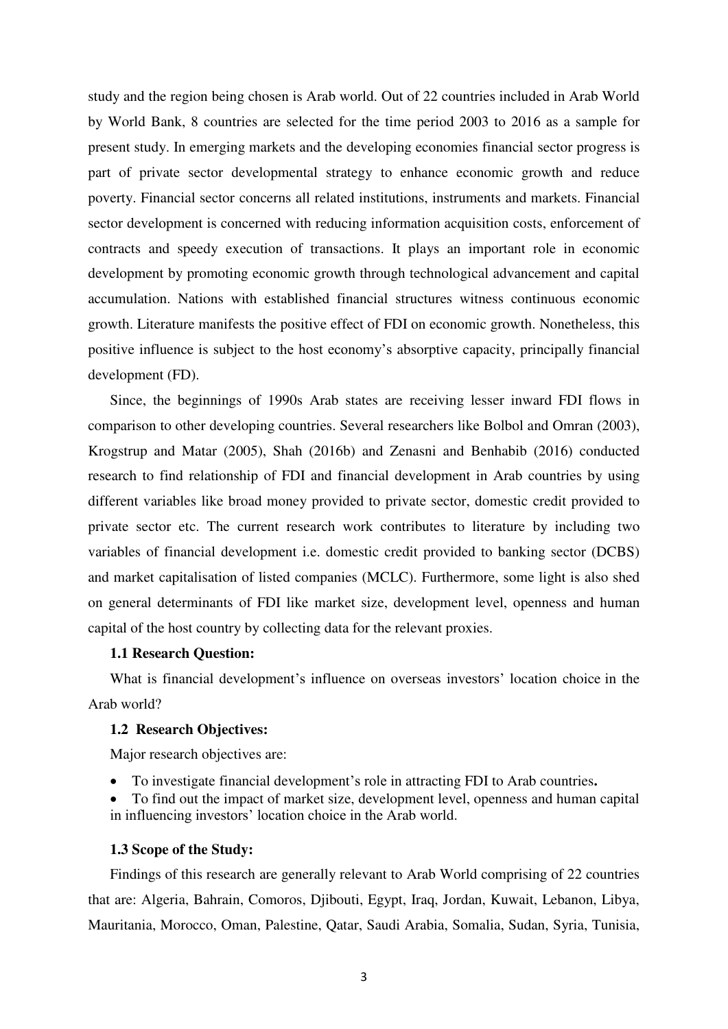study and the region being chosen is Arab world. Out of 22 countries included in Arab World by World Bank, 8 countries are selected for the time period 2003 to 2016 as a sample for present study. In emerging markets and the developing economies financial sector progress is part of private sector developmental strategy to enhance economic growth and reduce poverty. Financial sector concerns all related institutions, instruments and markets. Financial sector development is concerned with reducing information acquisition costs, enforcement of contracts and speedy execution of transactions. It plays an important role in economic development by promoting economic growth through technological advancement and capital accumulation. Nations with established financial structures witness continuous economic growth. Literature manifests the positive effect of FDI on economic growth. Nonetheless, this positive influence is subject to the host economy's absorptive capacity, principally financial development (FD).

Since, the beginnings of 1990s Arab states are receiving lesser inward FDI flows in comparison to other developing countries. Several researchers like Bolbol and Omran (2003), Krogstrup and Matar (2005), Shah (2016b) and Zenasni and Benhabib (2016) conducted research to find relationship of FDI and financial development in Arab countries by using different variables like broad money provided to private sector, domestic credit provided to private sector etc. The current research work contributes to literature by including two variables of financial development i.e. domestic credit provided to banking sector (DCBS) and market capitalisation of listed companies (MCLC). Furthermore, some light is also shed on general determinants of FDI like market size, development level, openness and human capital of the host country by collecting data for the relevant proxies.

### 1.1 Research Question:

What is financial development's influence on overseas investors' location choice in the Arab world?

### 1.2 Research Objectives:

Major research objectives are:

- To investigate financial development's role in attracting FDI to Arab countries**.**
- To find out the impact of market size, development level, openness and human capital in influencing investors' location choice in the Arab world.

### 1.3 Scope of the Study:

Findings of this research are generally relevant to Arab World comprising of 22 countries that are: Algeria, Bahrain, Comoros, Djibouti, Egypt, Iraq, Jordan, Kuwait, Lebanon, Libya, Mauritania, Morocco, Oman, Palestine, Qatar, Saudi Arabia, Somalia, Sudan, Syria, Tunisia,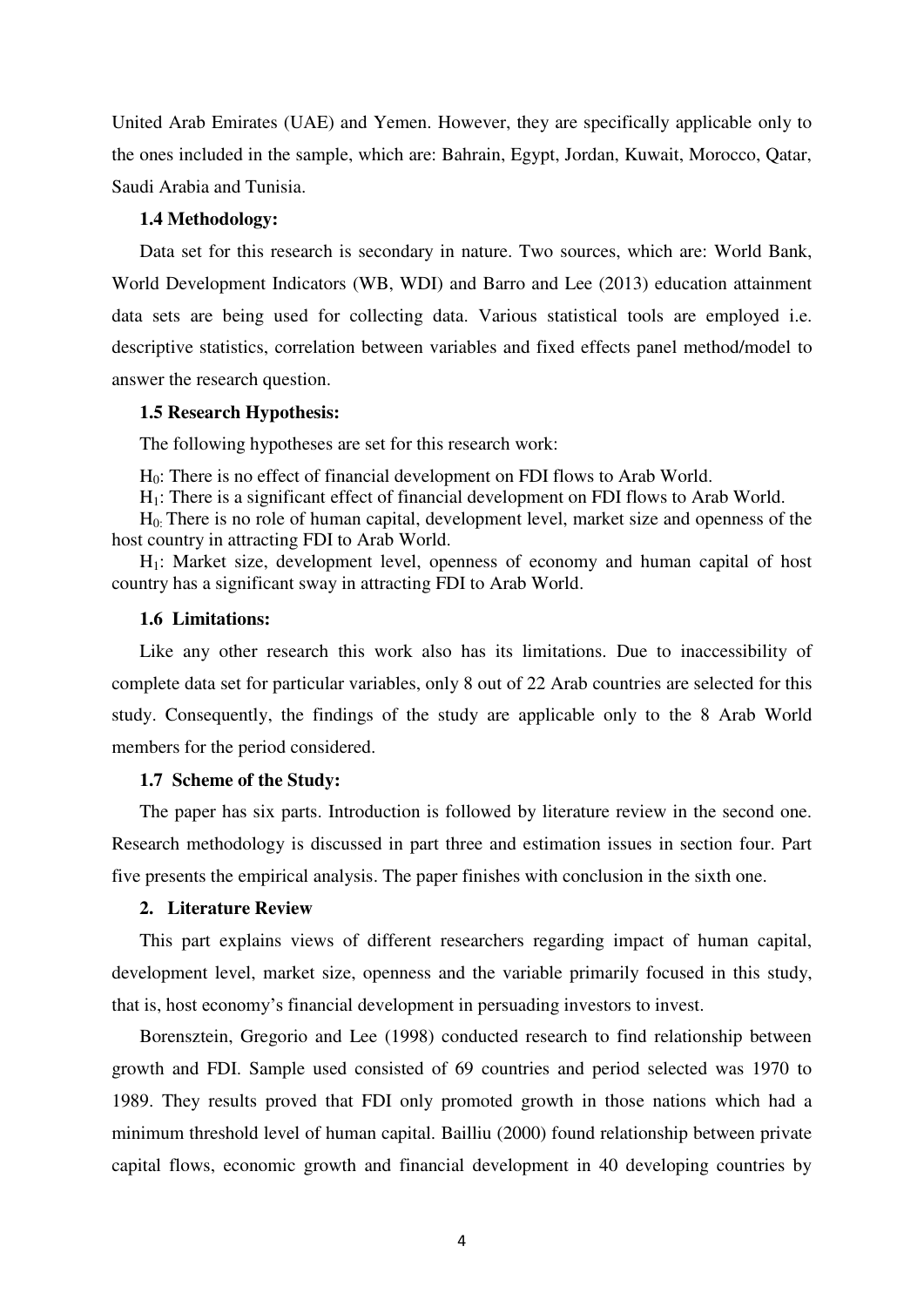United Arab Emirates (UAE) and Yemen. However, they are specifically applicable only to the ones included in the sample, which are: Bahrain, Egypt, Jordan, Kuwait, Morocco, Qatar, Saudi Arabia and Tunisia.

### 1.4 Methodology:

Data set for this research is secondary in nature. Two sources, which are: World Bank, World Development Indicators (WB, WDI) and Barro and Lee (2013) education attainment data sets are being used for collecting data. Various statistical tools are employed i.e. descriptive statistics, correlation between variables and fixed effects panel method/model to answer the research question.

### 1.5 Research Hypothesis:

The following hypotheses are set for this research work:

$H_0$: There is no effect of financial development on FDI flows to Arab World.

$H_1$: There is a significant effect of financial development on FDI flows to Arab World.

$H_0$: There is no role of human capital, development level, market size and openness of the host country in attracting FDI to Arab World.

$H_1$: Market size, development level, openness of economy and human capital of host country has a significant sway in attracting FDI to Arab World.

### 1.6 Limitations:

Like any other research this work also has its limitations. Due to inaccessibility of complete data set for particular variables, only 8 out of 22 Arab countries are selected for this study. Consequently, the findings of the study are applicable only to the 8 Arab World members for the period considered.

### 1.7 Scheme of the Study:

The paper has six parts. Introduction is followed by literature review in the second one. Research methodology is discussed in part three and estimation issues in section four. Part five presents the empirical analysis. The paper finishes with conclusion in the sixth one.

## 2. Literature Review

This part explains views of different researchers regarding impact of human capital, development level, market size, openness and the variable primarily focused in this study, that is, host economy's financial development in persuading investors to invest.

Borensztein, Gregorio and Lee (1998) conducted research to find relationship between growth and FDI. Sample used consisted of 69 countries and period selected was 1970 to 1989. They results proved that FDI only promoted growth in those nations which had a minimum threshold level of human capital. Bailliu (2000) found relationship between private capital flows, economic growth and financial development in 40 developing countries by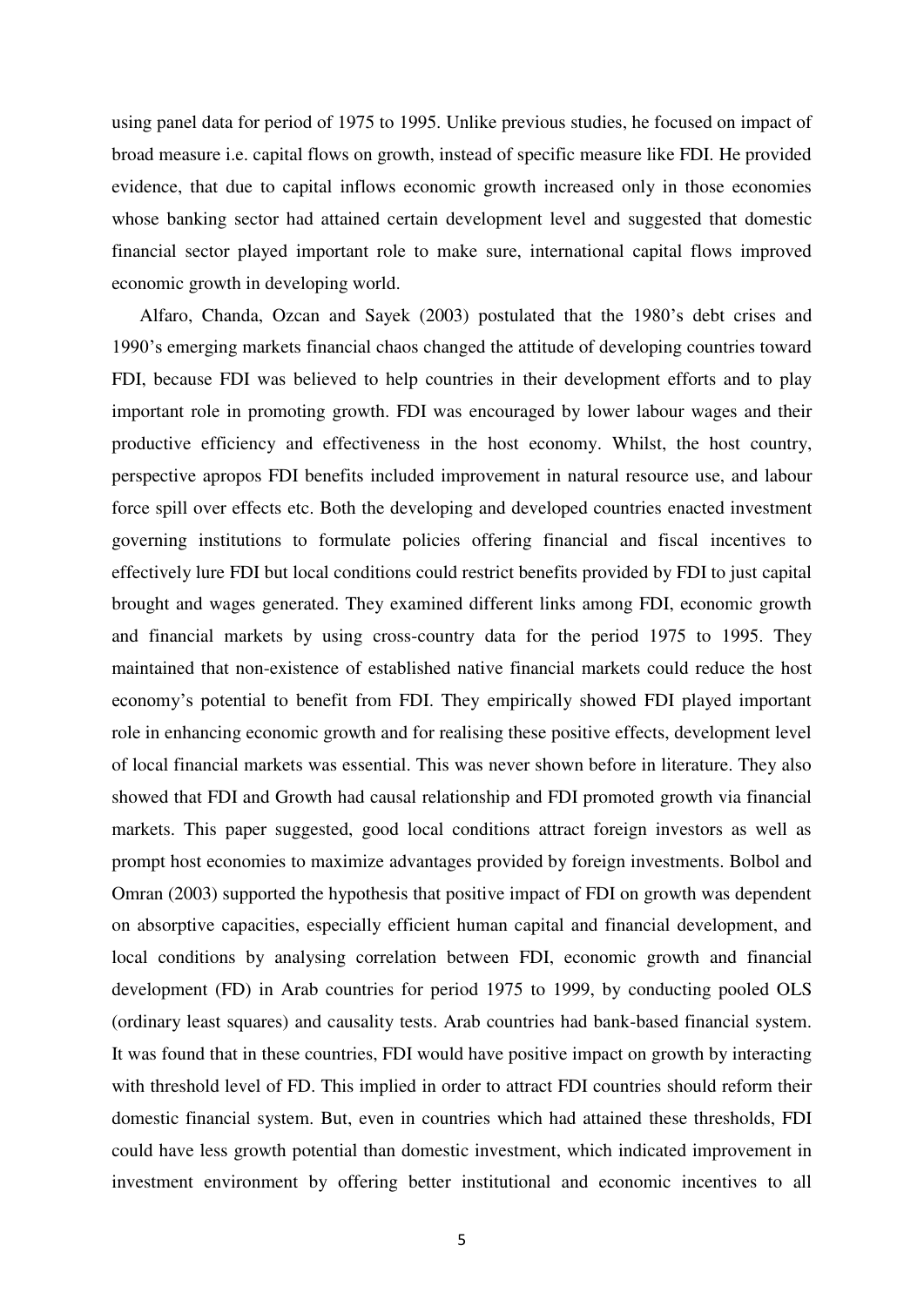using panel data for period of 1975 to 1995. Unlike previous studies, he focused on impact of broad measure i.e. capital flows on growth, instead of specific measure like FDI. He provided evidence, that due to capital inflows economic growth increased only in those economies whose banking sector had attained certain development level and suggested that domestic financial sector played important role to make sure, international capital flows improved economic growth in developing world.

Alfaro, Chanda, Ozcan and Sayek (2003) postulated that the 1980's debt crises and 1990's emerging markets financial chaos changed the attitude of developing countries toward FDI, because FDI was believed to help countries in their development efforts and to play important role in promoting growth. FDI was encouraged by lower labour wages and their productive efficiency and effectiveness in the host economy. Whilst, the host country, perspective apropos FDI benefits included improvement in natural resource use, and labour force spill over effects etc. Both the developing and developed countries enacted investment governing institutions to formulate policies offering financial and fiscal incentives to effectively lure FDI but local conditions could restrict benefits provided by FDI to just capital brought and wages generated. They examined different links among FDI, economic growth and financial markets by using cross-country data for the period 1975 to 1995. They maintained that non-existence of established native financial markets could reduce the host economy's potential to benefit from FDI. They empirically showed FDI played important role in enhancing economic growth and for realising these positive effects, development level of local financial markets was essential. This was never shown before in literature. They also showed that FDI and Growth had causal relationship and FDI promoted growth via financial markets. This paper suggested, good local conditions attract foreign investors as well as prompt host economies to maximize advantages provided by foreign investments. Bolbol and Omran (2003) supported the hypothesis that positive impact of FDI on growth was dependent on absorptive capacities, especially efficient human capital and financial development, and local conditions by analysing correlation between FDI, economic growth and financial development (FD) in Arab countries for period 1975 to 1999, by conducting pooled OLS (ordinary least squares) and causality tests. Arab countries had bank-based financial system. It was found that in these countries, FDI would have positive impact on growth by interacting with threshold level of FD. This implied in order to attract FDI countries should reform their domestic financial system. But, even in countries which had attained these thresholds, FDI could have less growth potential than domestic investment, which indicated improvement in investment environment by offering better institutional and economic incentives to all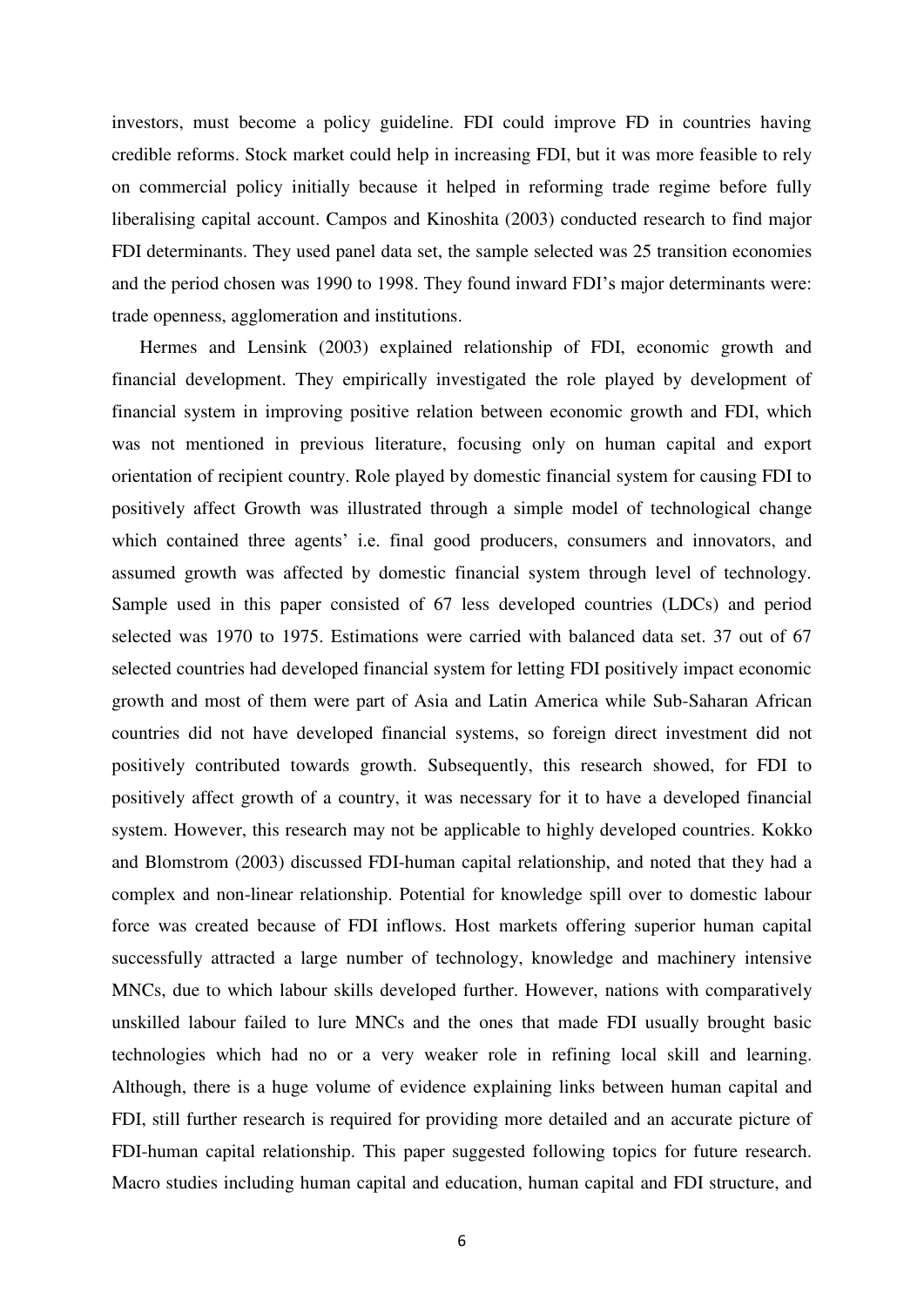investors, must become a policy guideline. FDI could improve FD in countries having credible reforms. Stock market could help in increasing FDI, but it was more feasible to rely on commercial policy initially because it helped in reforming trade regime before fully liberalising capital account. Campos and Kinoshita (2003) conducted research to find major FDI determinants. They used panel data set, the sample selected was 25 transition economies and the period chosen was 1990 to 1998. They found inward FDI's major determinants were: trade openness, agglomeration and institutions.

Hermes and Lensink (2003) explained relationship of FDI, economic growth and financial development. They empirically investigated the role played by development of financial system in improving positive relation between economic growth and FDI, which was not mentioned in previous literature, focusing only on human capital and export orientation of recipient country. Role played by domestic financial system for causing FDI to positively affect Growth was illustrated through a simple model of technological change which contained three agents' i.e. final good producers, consumers and innovators, and assumed growth was affected by domestic financial system through level of technology. Sample used in this paper consisted of 67 less developed countries (LDCs) and period selected was 1970 to 1975. Estimations were carried with balanced data set. 37 out of 67 selected countries had developed financial system for letting FDI positively impact economic growth and most of them were part of Asia and Latin America while Sub-Saharan African countries did not have developed financial systems, so foreign direct investment did not positively contributed towards growth. Subsequently, this research showed, for FDI to positively affect growth of a country, it was necessary for it to have a developed financial system. However, this research may not be applicable to highly developed countries. Kokko and Blomstrom (2003) discussed FDI-human capital relationship, and noted that they had a complex and non-linear relationship. Potential for knowledge spill over to domestic labour force was created because of FDI inflows. Host markets offering superior human capital successfully attracted a large number of technology, knowledge and machinery intensive MNCs, due to which labour skills developed further. However, nations with comparatively unskilled labour failed to lure MNCs and the ones that made FDI usually brought basic technologies which had no or a very weaker role in refining local skill and learning. Although, there is a huge volume of evidence explaining links between human capital and FDI, still further research is required for providing more detailed and an accurate picture of FDI-human capital relationship. This paper suggested following topics for future research. Macro studies including human capital and education, human capital and FDI structure, and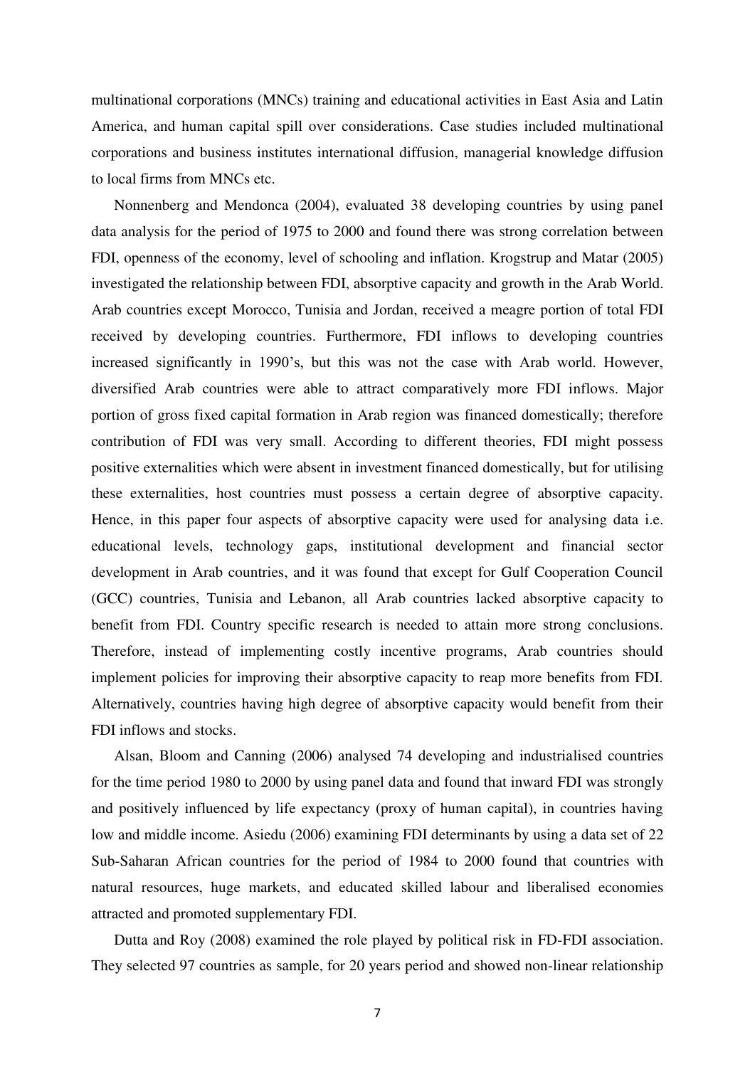multinational corporations (MNCs) training and educational activities in East Asia and Latin America, and human capital spill over considerations. Case studies included multinational corporations and business institutes international diffusion, managerial knowledge diffusion to local firms from MNCs etc.

Nonnenberg and Mendonca (2004), evaluated 38 developing countries by using panel data analysis for the period of 1975 to 2000 and found there was strong correlation between FDI, openness of the economy, level of schooling and inflation. Krogstrup and Matar (2005) investigated the relationship between FDI, absorptive capacity and growth in the Arab World. Arab countries except Morocco, Tunisia and Jordan, received a meagre portion of total FDI received by developing countries. Furthermore, FDI inflows to developing countries increased significantly in 1990's, but this was not the case with Arab world. However, diversified Arab countries were able to attract comparatively more FDI inflows. Major portion of gross fixed capital formation in Arab region was financed domestically; therefore contribution of FDI was very small. According to different theories, FDI might possess positive externalities which were absent in investment financed domestically, but for utilising these externalities, host countries must possess a certain degree of absorptive capacity. Hence, in this paper four aspects of absorptive capacity were used for analysing data i.e. educational levels, technology gaps, institutional development and financial sector development in Arab countries, and it was found that except for Gulf Cooperation Council (GCC) countries, Tunisia and Lebanon, all Arab countries lacked absorptive capacity to benefit from FDI. Country specific research is needed to attain more strong conclusions. Therefore, instead of implementing costly incentive programs, Arab countries should implement policies for improving their absorptive capacity to reap more benefits from FDI. Alternatively, countries having high degree of absorptive capacity would benefit from their FDI inflows and stocks.

Alsan, Bloom and Canning (2006) analysed 74 developing and industrialised countries for the time period 1980 to 2000 by using panel data and found that inward FDI was strongly and positively influenced by life expectancy (proxy of human capital), in countries having low and middle income. Asiedu (2006) examining FDI determinants by using a data set of 22 Sub-Saharan African countries for the period of 1984 to 2000 found that countries with natural resources, huge markets, and educated skilled labour and liberalised economies attracted and promoted supplementary FDI.

Dutta and Roy (2008) examined the role played by political risk in FD-FDI association. They selected 97 countries as sample, for 20 years period and showed non-linear relationship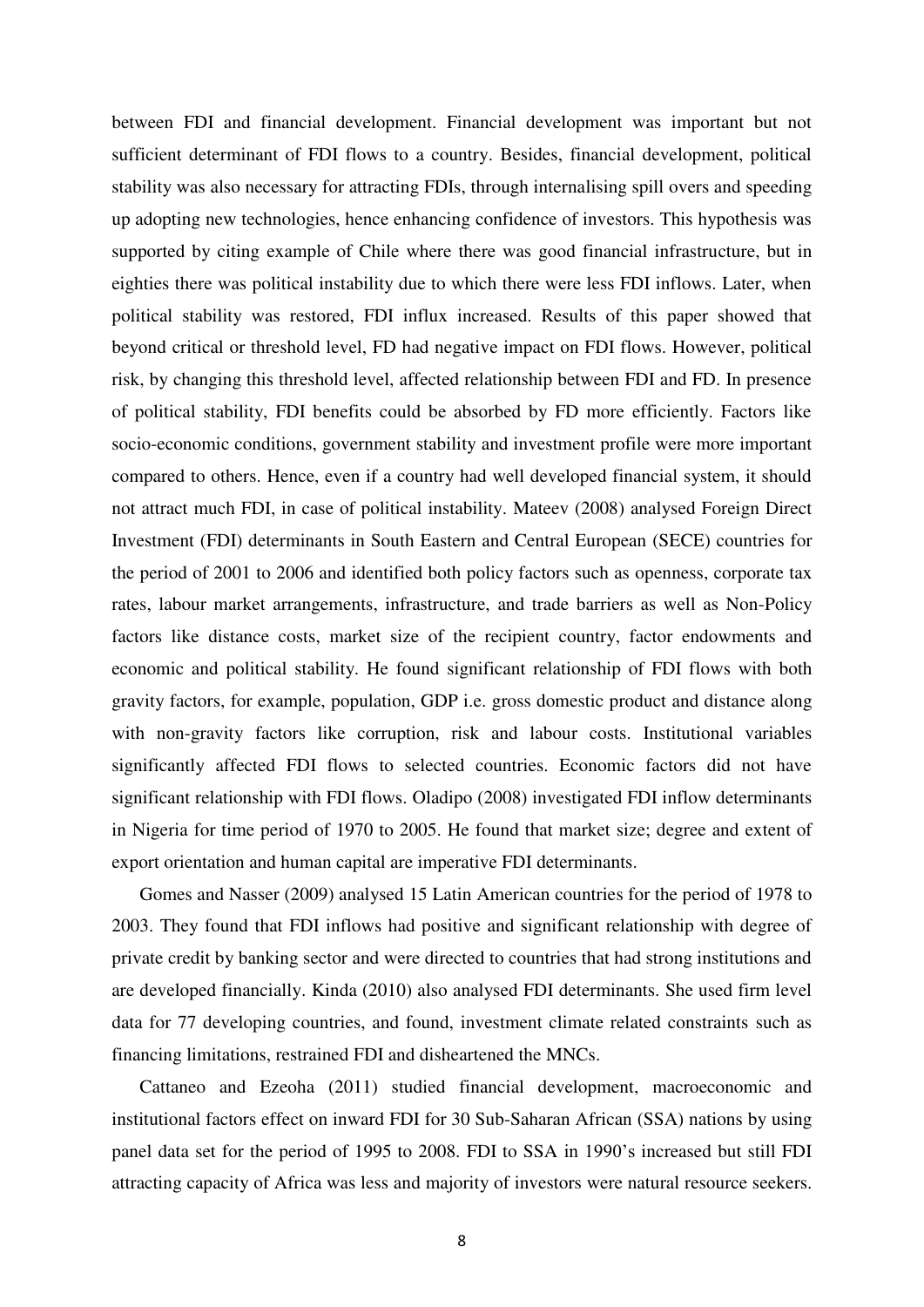between FDI and financial development. Financial development was important but not sufficient determinant of FDI flows to a country. Besides, financial development, political stability was also necessary for attracting FDIs, through internalising spill overs and speeding up adopting new technologies, hence enhancing confidence of investors. This hypothesis was supported by citing example of Chile where there was good financial infrastructure, but in eighties there was political instability due to which there were less FDI inflows. Later, when political stability was restored, FDI influx increased. Results of this paper showed that beyond critical or threshold level, FD had negative impact on FDI flows. However, political risk, by changing this threshold level, affected relationship between FDI and FD. In presence of political stability, FDI benefits could be absorbed by FD more efficiently. Factors like socio-economic conditions, government stability and investment profile were more important compared to others. Hence, even if a country had well developed financial system, it should not attract much FDI, in case of political instability. Mateev (2008) analysed Foreign Direct Investment (FDI) determinants in South Eastern and Central European (SECE) countries for the period of 2001 to 2006 and identified both policy factors such as openness, corporate tax rates, labour market arrangements, infrastructure, and trade barriers as well as Non-Policy factors like distance costs, market size of the recipient country, factor endowments and economic and political stability. He found significant relationship of FDI flows with both gravity factors, for example, population, GDP i.e. gross domestic product and distance along with non-gravity factors like corruption, risk and labour costs. Institutional variables significantly affected FDI flows to selected countries. Economic factors did not have significant relationship with FDI flows. Oladipo (2008) investigated FDI inflow determinants in Nigeria for time period of 1970 to 2005. He found that market size; degree and extent of export orientation and human capital are imperative FDI determinants.

Gomes and Nasser (2009) analysed 15 Latin American countries for the period of 1978 to 2003. They found that FDI inflows had positive and significant relationship with degree of private credit by banking sector and were directed to countries that had strong institutions and are developed financially. Kinda (2010) also analysed FDI determinants. She used firm level data for 77 developing countries, and found, investment climate related constraints such as financing limitations, restrained FDI and disheartened the MNCs.

Cattaneo and Ezeoha (2011) studied financial development, macroeconomic and institutional factors effect on inward FDI for 30 Sub-Saharan African (SSA) nations by using panel data set for the period of 1995 to 2008. FDI to SSA in 1990's increased but still FDI attracting capacity of Africa was less and majority of investors were natural resource seekers.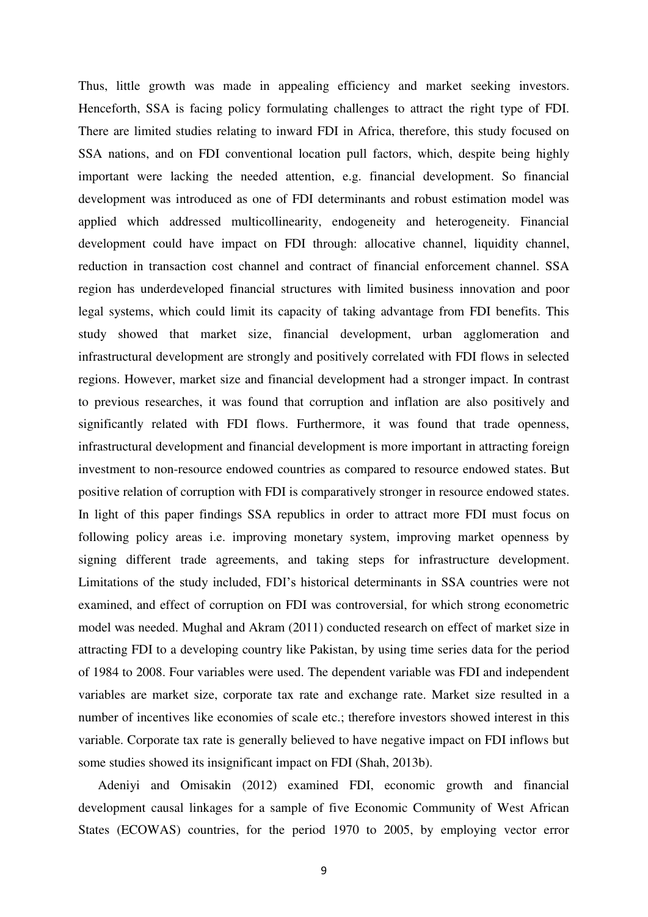Thus, little growth was made in appealing efficiency and market seeking investors. Henceforth, SSA is facing policy formulating challenges to attract the right type of FDI. There are limited studies relating to inward FDI in Africa, therefore, this study focused on SSA nations, and on FDI conventional location pull factors, which, despite being highly important were lacking the needed attention, e.g. financial development. So financial development was introduced as one of FDI determinants and robust estimation model was applied which addressed multicollinearity, endogeneity and heterogeneity. Financial development could have impact on FDI through: allocative channel, liquidity channel, reduction in transaction cost channel and contract of financial enforcement channel. SSA region has underdeveloped financial structures with limited business innovation and poor legal systems, which could limit its capacity of taking advantage from FDI benefits. This study showed that market size, financial development, urban agglomeration and infrastructural development are strongly and positively correlated with FDI flows in selected regions. However, market size and financial development had a stronger impact. In contrast to previous researches, it was found that corruption and inflation are also positively and significantly related with FDI flows. Furthermore, it was found that trade openness, infrastructural development and financial development is more important in attracting foreign investment to non-resource endowed countries as compared to resource endowed states. But positive relation of corruption with FDI is comparatively stronger in resource endowed states. In light of this paper findings SSA republics in order to attract more FDI must focus on following policy areas i.e. improving monetary system, improving market openness by signing different trade agreements, and taking steps for infrastructure development. Limitations of the study included, FDI's historical determinants in SSA countries were not examined, and effect of corruption on FDI was controversial, for which strong econometric model was needed. Mughal and Akram (2011) conducted research on effect of market size in attracting FDI to a developing country like Pakistan, by using time series data for the period of 1984 to 2008. Four variables were used. The dependent variable was FDI and independent variables are market size, corporate tax rate and exchange rate. Market size resulted in a number of incentives like economies of scale etc.; therefore investors showed interest in this variable. Corporate tax rate is generally believed to have negative impact on FDI inflows but some studies showed its insignificant impact on FDI (Shah, 2013b).

Adeniyi and Omisakin (2012) examined FDI, economic growth and financial development causal linkages for a sample of five Economic Community of West African States (ECOWAS) countries, for the period 1970 to 2005, by employing vector error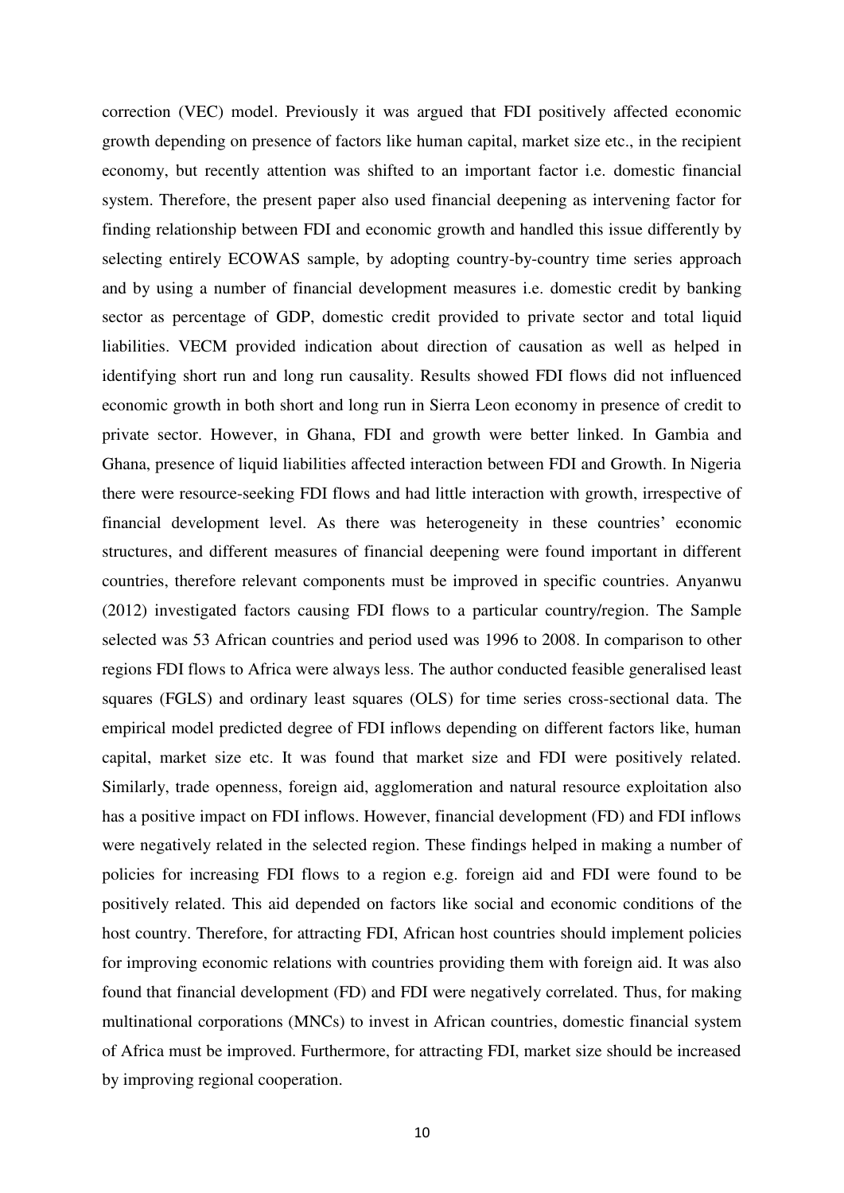correction (VEC) model. Previously it was argued that FDI positively affected economic growth depending on presence of factors like human capital, market size etc., in the recipient economy, but recently attention was shifted to an important factor i.e. domestic financial system. Therefore, the present paper also used financial deepening as intervening factor for finding relationship between FDI and economic growth and handled this issue differently by selecting entirely ECOWAS sample, by adopting country-by-country time series approach and by using a number of financial development measures i.e. domestic credit by banking sector as percentage of GDP, domestic credit provided to private sector and total liquid liabilities. VECM provided indication about direction of causation as well as helped in identifying short run and long run causality. Results showed FDI flows did not influenced economic growth in both short and long run in Sierra Leon economy in presence of credit to private sector. However, in Ghana, FDI and growth were better linked. In Gambia and Ghana, presence of liquid liabilities affected interaction between FDI and Growth. In Nigeria there were resource-seeking FDI flows and had little interaction with growth, irrespective of financial development level. As there was heterogeneity in these countries' economic structures, and different measures of financial deepening were found important in different countries, therefore relevant components must be improved in specific countries. Anyanwu (2012) investigated factors causing FDI flows to a particular country/region. The Sample selected was 53 African countries and period used was 1996 to 2008. In comparison to other regions FDI flows to Africa were always less. The author conducted feasible generalised least squares (FGLS) and ordinary least squares (OLS) for time series cross-sectional data. The empirical model predicted degree of FDI inflows depending on different factors like, human capital, market size etc. It was found that market size and FDI were positively related. Similarly, trade openness, foreign aid, agglomeration and natural resource exploitation also has a positive impact on FDI inflows. However, financial development (FD) and FDI inflows were negatively related in the selected region. These findings helped in making a number of policies for increasing FDI flows to a region e.g. foreign aid and FDI were found to be positively related. This aid depended on factors like social and economic conditions of the host country. Therefore, for attracting FDI, African host countries should implement policies for improving economic relations with countries providing them with foreign aid. It was also found that financial development (FD) and FDI were negatively correlated. Thus, for making multinational corporations (MNCs) to invest in African countries, domestic financial system of Africa must be improved. Furthermore, for attracting FDI, market size should be increased by improving regional cooperation.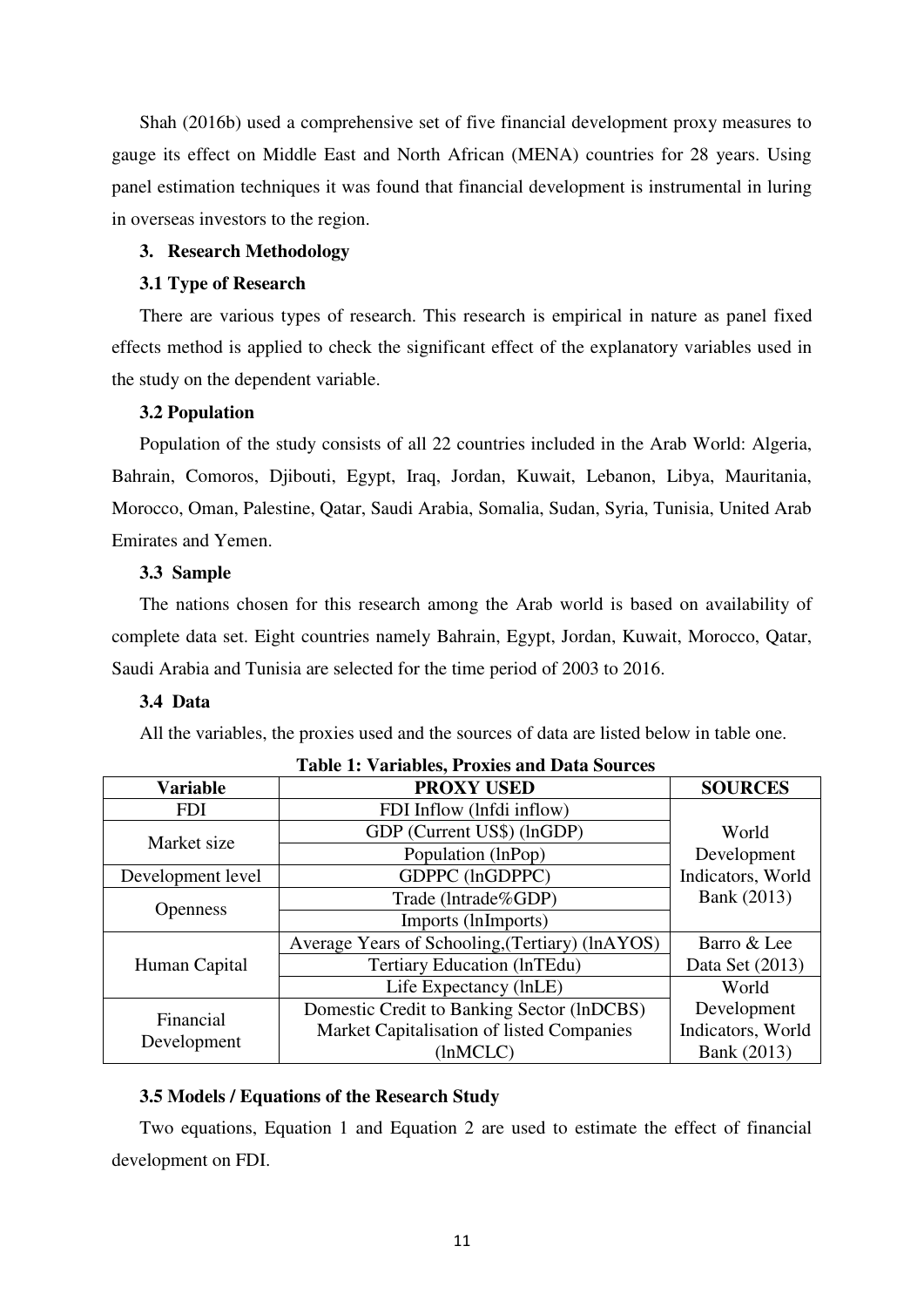Shah (2016b) used a comprehensive set of five financial development proxy measures to gauge its effect on Middle East and North African (MENA) countries for 28 years. Using panel estimation techniques it was found that financial development is instrumental in luring in overseas investors to the region.

## 3. Research Methodology

### 3.1 Type of Research

There are various types of research. This research is empirical in nature as panel fixed effects method is applied to check the significant effect of the explanatory variables used in the study on the dependent variable.

### 3.2 Population

Population of the study consists of all 22 countries included in the Arab World: Algeria, Bahrain, Comoros, Djibouti, Egypt, Iraq, Jordan, Kuwait, Lebanon, Libya, Mauritania, Morocco, Oman, Palestine, Qatar, Saudi Arabia, Somalia, Sudan, Syria, Tunisia, United Arab Emirates and Yemen.

### 3.3 Sample

The nations chosen for this research among the Arab world is based on availability of complete data set. Eight countries namely Bahrain, Egypt, Jordan, Kuwait, Morocco, Qatar, Saudi Arabia and Tunisia are selected for the time period of 2003 to 2016.

### 3.4 Data

All the variables, the proxies used and the sources of data are listed below in table one.

**Table 1: Variables, Proxies and Data Sources**

| Variable | PROXY USED | SOURCES |
|---|---|---|
| FDI | FDI Inflow (lnfdi inflow) | World Development Indicators, World Bank (2013) |
| Market size | GDP (Current US$) (lnGDP) | |
| | Population (lnPop) | |
| Development level | GDPPC (lnGDPPC) | |
| Openness | Trade (lntrade%GDP) | |
| | Imports (lnImports) | |
| Human Capital | Average Years of Schooling,(Tertiary) (lnAYOS) | Barro & Lee Data Set (2013) |
| | Tertiary Education (lnTEdu) | |
| | Life Expectancy (lnLE) | World Development Indicators, World Bank (2013) |
| Financial Development | Domestic Credit to Banking Sector (lnDCBS) | |
| | Market Capitalisation of listed Companies (lnMCLC) | |

### 3.5 Models / Equations of the Research Study

Two equations, Equation 1 and Equation 2 are used to estimate the effect of financial development on FDI.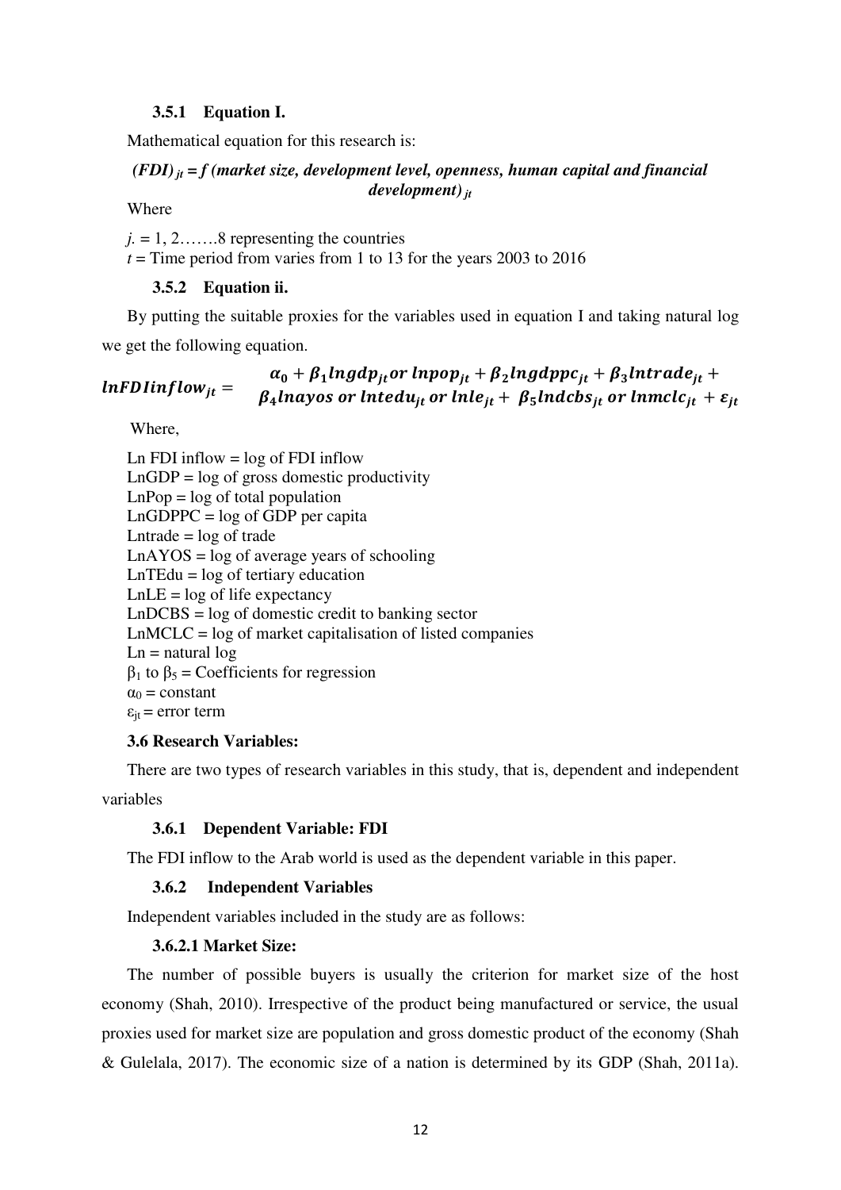### 3.5.1 Equation I.

Mathematical equation for this research is:

***(FDI)*** $_{jt}$ ***= f (market size, development level, openness, human capital and financial development)*** $_{jt}$

Where

$j$. = 1, 2…….8 representing the countries

$t$ = Time period from varies from 1 to 13 for the years 2003 to 2016

### 3.5.2 Equation ii.

By putting the suitable proxies for the variables used in equation I and taking natural log we get the following equation.

$$lnFDIinflow_{jt} = \begin{array}{l} \alpha_0 + \beta_1 lngdp_{jt} or\ lnpop_{jt} + \beta_2 lngdppc_{jt} + \beta_3 lntrade_{jt} + \\ \beta_4 lnayos\ or\ lntedu_{jt}\ or\ lnle_{jt} + \ \beta_5 lndcbs_{jt}\ or\ lnmclc_{jt}\ + \varepsilon_{jt} \end{array}$$

Where,

Ln FDI inflow = log of FDI inflow
LnGDP = log of gross domestic productivity
LnPop = log of total population
LnGDPPC = log of GDP per capita
Lntrade = log of trade
LnAYOS = log of average years of schooling
LnTEdu = log of tertiary education
LnLE = log of life expectancy
LnDCBS = log of domestic credit to banking sector
LnMCLC = log of market capitalisation of listed companies
Ln = natural log
$\beta_1$ to $\beta_5$ = Coefficients for regression
$\alpha_0$ = constant
$\varepsilon_{jt}$ = error term

### 3.6 Research Variables:

There are two types of research variables in this study, that is, dependent and independent variables

### 3.6.1 Dependent Variable: FDI

The FDI inflow to the Arab world is used as the dependent variable in this paper.

### 3.6.2 Independent Variables

Independent variables included in the study are as follows:

#### 3.6.2.1 Market Size:

The number of possible buyers is usually the criterion for market size of the host economy (Shah, 2010). Irrespective of the product being manufactured or service, the usual proxies used for market size are population and gross domestic product of the economy (Shah & Gulelala, 2017). The economic size of a nation is determined by its GDP (Shah, 2011a).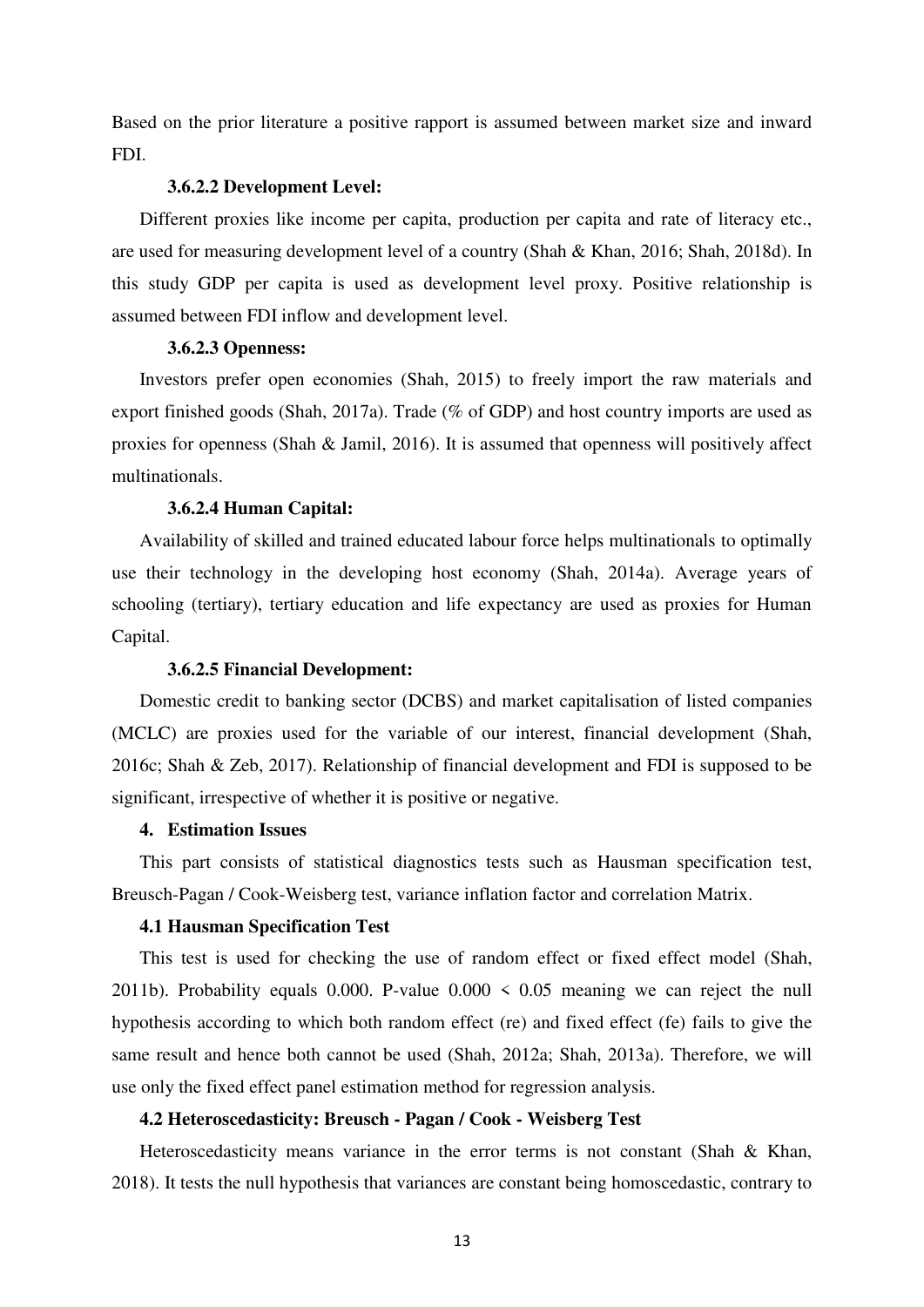Based on the prior literature a positive rapport is assumed between market size and inward FDI.

#### 3.6.2.2 Development Level:

Different proxies like income per capita, production per capita and rate of literacy etc., are used for measuring development level of a country (Shah & Khan, 2016; Shah, 2018d). In this study GDP per capita is used as development level proxy. Positive relationship is assumed between FDI inflow and development level.

#### 3.6.2.3 Openness:

Investors prefer open economies (Shah, 2015) to freely import the raw materials and export finished goods (Shah, 2017a). Trade (% of GDP) and host country imports are used as proxies for openness (Shah & Jamil, 2016). It is assumed that openness will positively affect multinationals.

#### 3.6.2.4 Human Capital:

Availability of skilled and trained educated labour force helps multinationals to optimally use their technology in the developing host economy (Shah, 2014a). Average years of schooling (tertiary), tertiary education and life expectancy are used as proxies for Human Capital.

#### 3.6.2.5 Financial Development:

Domestic credit to banking sector (DCBS) and market capitalisation of listed companies (MCLC) are proxies used for the variable of our interest, financial development (Shah, 2016c; Shah & Zeb, 2017). Relationship of financial development and FDI is supposed to be significant, irrespective of whether it is positive or negative.

## 4. Estimation Issues

This part consists of statistical diagnostics tests such as Hausman specification test, Breusch-Pagan / Cook-Weisberg test, variance inflation factor and correlation Matrix.

### 4.1 Hausman Specification Test

This test is used for checking the use of random effect or fixed effect model (Shah, 2011b). Probability equals 0.000. P-value $0.000 < 0.05$ meaning we can reject the null hypothesis according to which both random effect (re) and fixed effect (fe) fails to give the same result and hence both cannot be used (Shah, 2012a; Shah, 2013a). Therefore, we will use only the fixed effect panel estimation method for regression analysis.

### 4.2 Heteroscedasticity: Breusch - Pagan / Cook - Weisberg Test

Heteroscedasticity means variance in the error terms is not constant (Shah & Khan, 2018). It tests the null hypothesis that variances are constant being homoscedastic, contrary to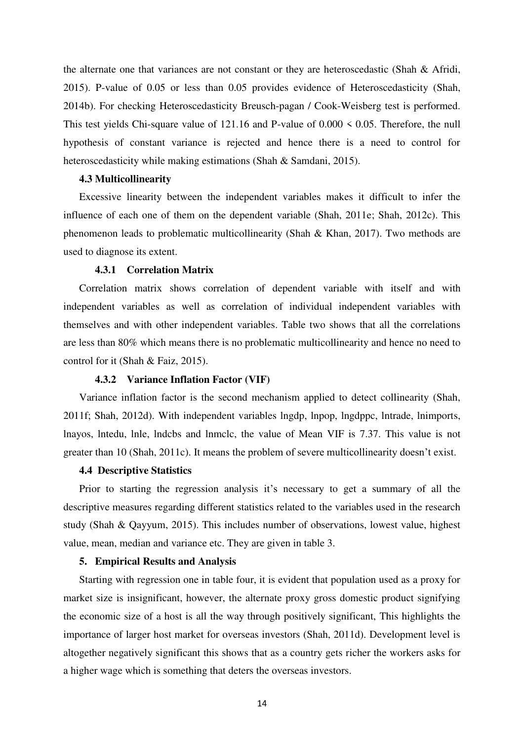the alternate one that variances are not constant or they are heteroscedastic (Shah & Afridi, 2015). P-value of 0.05 or less than 0.05 provides evidence of Heteroscedasticity (Shah, 2014b). For checking Heteroscedasticity Breusch-pagan / Cook-Weisberg test is performed. This test yields Chi-square value of 121.16 and P-value of $0.000 < 0.05$. Therefore, the null hypothesis of constant variance is rejected and hence there is a need to control for heteroscedasticity while making estimations (Shah & Samdani, 2015).

### 4.3 Multicollinearity

Excessive linearity between the independent variables makes it difficult to infer the influence of each one of them on the dependent variable (Shah, 2011e; Shah, 2012c). This phenomenon leads to problematic multicollinearity (Shah & Khan, 2017). Two methods are used to diagnose its extent.

#### 4.3.1 Correlation Matrix

Correlation matrix shows correlation of dependent variable with itself and with independent variables as well as correlation of individual independent variables with themselves and with other independent variables. Table two shows that all the correlations are less than 80% which means there is no problematic multicollinearity and hence no need to control for it (Shah & Faiz, 2015).

#### 4.3.2 Variance Inflation Factor (VIF)

Variance inflation factor is the second mechanism applied to detect collinearity (Shah, 2011f; Shah, 2012d). With independent variables lngdp, lnpop, lngdppc, lntrade, lnimports, lnayos, lntedu, lnle, lndcbs and lnmclc, the value of Mean VIF is 7.37. This value is not greater than 10 (Shah, 2011c). It means the problem of severe multicollinearity doesn't exist.

### 4.4 Descriptive Statistics

Prior to starting the regression analysis it's necessary to get a summary of all the descriptive measures regarding different statistics related to the variables used in the research study (Shah & Qayyum, 2015). This includes number of observations, lowest value, highest value, mean, median and variance etc. They are given in table 3.

## 5. Empirical Results and Analysis

Starting with regression one in table four, it is evident that population used as a proxy for market size is insignificant, however, the alternate proxy gross domestic product signifying the economic size of a host is all the way through positively significant, This highlights the importance of larger host market for overseas investors (Shah, 2011d). Development level is altogether negatively significant this shows that as a country gets richer the workers asks for a higher wage which is something that deters the overseas investors.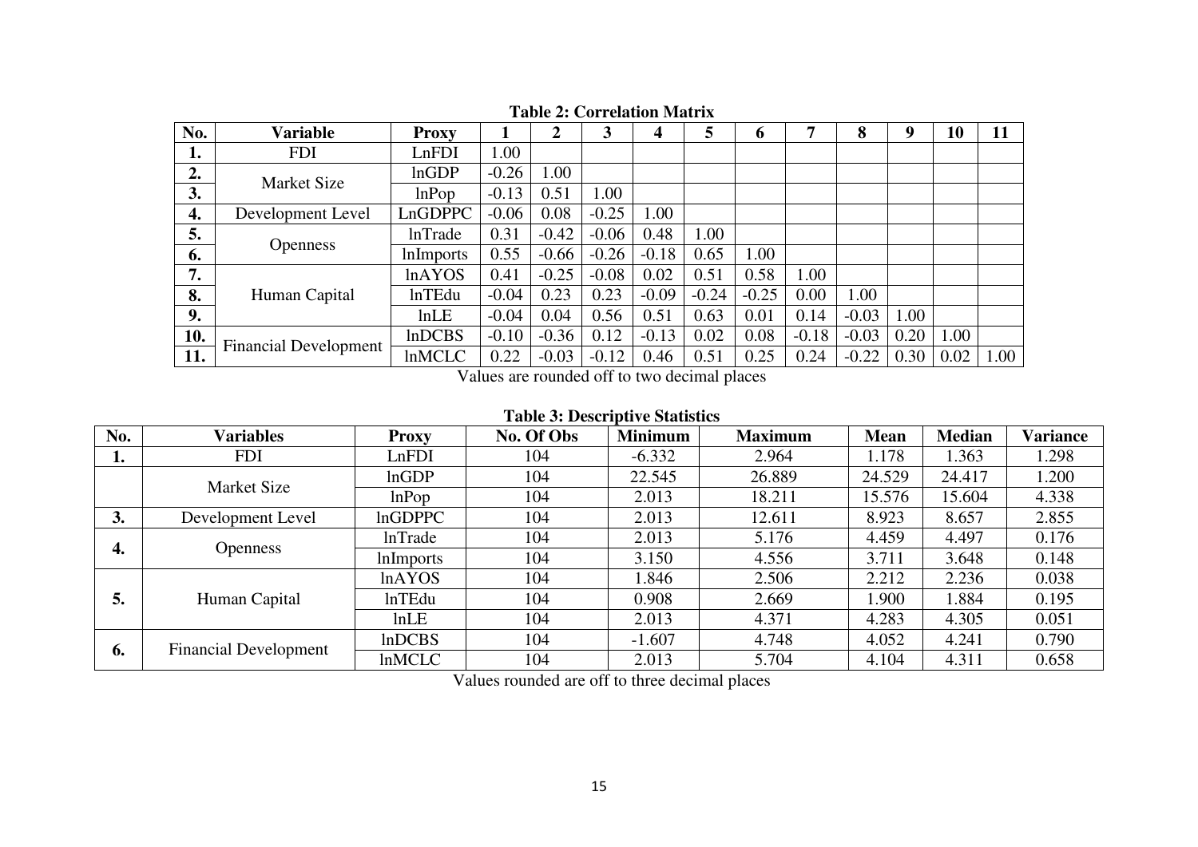**Table 2: Correlation Matrix**

| No. | Variable | Proxy | 1 | 2 | 3 | 4 | 5 | 6 | 7 | 8 | 9 | 10 | 11 |
|---|---|---|---|---|---|---|---|---|---|---|---|---|---|
| 1. | FDI | LnFDI | 1.00 | | | | | | | | | | |
| 2. | Market Size | lnGDP | -0.26 | 1.00 | | | | | | | | | |
| 3. | | lnPop | -0.13 | 0.51 | 1.00 | | | | | | | | |
| 4. | Development Level | LnGDPPC | -0.06 | 0.08 | -0.25 | 1.00 | | | | | | | |
| 5. | Openness | lnTrade | 0.31 | -0.42 | -0.06 | 0.48 | 1.00 | | | | | | |
| 6. | | lnImports | 0.55 | -0.66 | -0.26 | -0.18 | 0.65 | 1.00 | | | | | |
| 7. | Human Capital | lnAYOS | 0.41 | -0.25 | -0.08 | 0.02 | 0.51 | 0.58 | 1.00 | | | | |
| 8. | | lnTEdu | -0.04 | 0.23 | 0.23 | -0.09 | -0.24 | -0.25 | 0.00 | 1.00 | | | |
| 9. | | lnLE | -0.04 | 0.04 | 0.56 | 0.51 | 0.63 | 0.01 | 0.14 | -0.03 | 1.00 | | |
| 10. | Financial Development | lnDCBS | -0.10 | -0.36 | 0.12 | -0.13 | 0.02 | 0.08 | -0.18 | -0.03 | 0.20 | 1.00 | |
| 11. | | lnMCLC | 0.22 | -0.03 | -0.12 | 0.46 | 0.51 | 0.25 | 0.24 | -0.22 | 0.30 | 0.02 | 1.00 |

Values are rounded off to two decimal places

**Table 3: Descriptive Statistics**

| No. | Variables | Proxy | No. Of Obs | Minimum | Maximum | Mean | Median | Variance |
|---|---|---|---|---|---|---|---|---|
| 1. | FDI | LnFDI | 104 | -6.332 | 2.964 | 1.178 | 1.363 | 1.298 |
| | Market Size | lnGDP | 104 | 22.545 | 26.889 | 24.529 | 24.417 | 1.200 |
| | | lnPop | 104 | 2.013 | 18.211 | 15.576 | 15.604 | 4.338 |
| 3. | Development Level | lnGDPPC | 104 | 2.013 | 12.611 | 8.923 | 8.657 | 2.855 |
| 4. | Openness | lnTrade | 104 | 2.013 | 5.176 | 4.459 | 4.497 | 0.176 |
| | | lnImports | 104 | 3.150 | 4.556 | 3.711 | 3.648 | 0.148 |
| 5. | Human Capital | lnAYOS | 104 | 1.846 | 2.506 | 2.212 | 2.236 | 0.038 |
| | | lnTEdu | 104 | 0.908 | 2.669 | 1.900 | 1.884 | 0.195 |
| | | lnLE | 104 | 2.013 | 4.371 | 4.283 | 4.305 | 0.051 |
| 6. | Financial Development | lnDCBS | 104 | -1.607 | 4.748 | 4.052 | 4.241 | 0.790 |
| | | lnMCLC | 104 | 2.013 | 5.704 | 4.104 | 4.311 | 0.658 |

Values rounded are off to three decimal places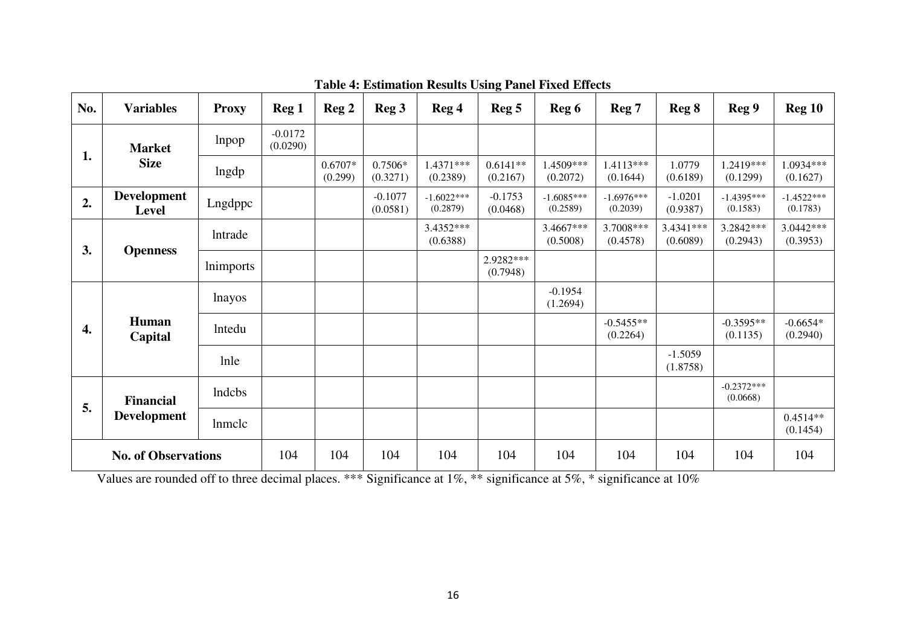**Table 4: Estimation Results Using Panel Fixed Effects**

| No. | Variables | Proxy | Reg 1 | Reg 2 | Reg 3 | Reg 4 | Reg 5 | Reg 6 | Reg 7 | Reg 8 | Reg 9 | Reg 10 |
|---|---|---|---|---|---|---|---|---|---|---|---|---|
| 1. | Market Size | lnpop | -0.0172 (0.0290) | | | | | | | | | |
| | | lngdp | | 0.6707* (0.299) | 0.7506* (0.3271) | 1.4371*** (0.2389) | 0.6141** (0.2167) | 1.4509*** (0.2072) | 1.4113*** (0.1644) | 1.0779 (0.6189) | 1.2419*** (0.1299) | 1.0934*** (0.1627) |
| 2. | Development Level | Lngdppc | | | -0.1077 (0.0581) | -1.6022*** (0.2879) | -0.1753 (0.0468) | -1.6085*** (0.2589) | -1.6976*** (0.2039) | -1.0201 (0.9387) | -1.4395*** (0.1583) | -1.4522*** (0.1783) |
| 3. | Openness | lntrade | | | | 3.4352*** (0.6388) | | 3.4667*** (0.5008) | 3.7008*** (0.4578) | 3.4341*** (0.6089) | 3.2842*** (0.2943) | 3.0442*** (0.3953) |
| | | lnimports | | | | | 2.9282*** (0.7948) | | | | | |
| 4. | Human Capital | lnayos | | | | | | -0.1954 (1.2694) | | | | |
| | | lntedu | | | | | | | -0.5455** (0.2264) | | -0.3595** (0.1135) | -0.6654* (0.2940) |
| | | lnle | | | | | | | | -1.5059 (1.8758) | | |
| 5. | Financial Development | lndcbs | | | | | | | | | -0.2372*** (0.0668) | |
| | | lnmclc | | | | | | | | | | 0.4514** (0.1454) |
| No. of Observations | | | 104 | 104 | 104 | 104 | 104 | 104 | 104 | 104 | 104 | 104 |

Values are rounded off to three decimal places. *** Significance at 1%, ** significance at 5%, * significance at 10%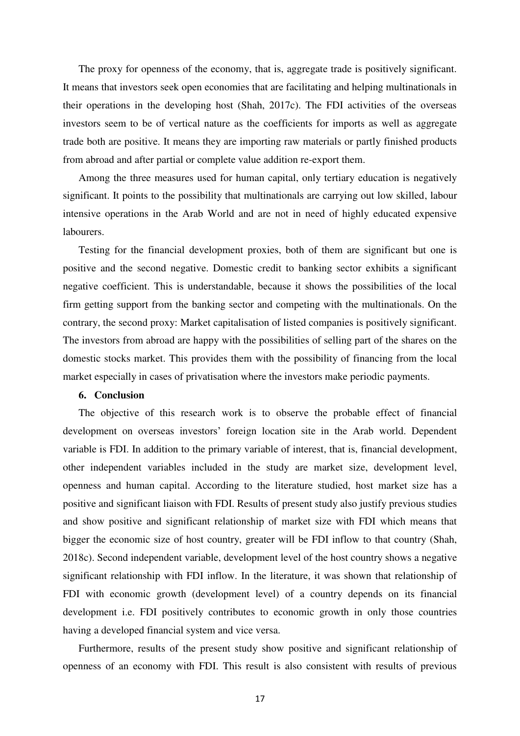The proxy for openness of the economy, that is, aggregate trade is positively significant. It means that investors seek open economies that are facilitating and helping multinationals in their operations in the developing host (Shah, 2017c). The FDI activities of the overseas investors seem to be of vertical nature as the coefficients for imports as well as aggregate trade both are positive. It means they are importing raw materials or partly finished products from abroad and after partial or complete value addition re-export them.

Among the three measures used for human capital, only tertiary education is negatively significant. It points to the possibility that multinationals are carrying out low skilled, labour intensive operations in the Arab World and are not in need of highly educated expensive labourers.

Testing for the financial development proxies, both of them are significant but one is positive and the second negative. Domestic credit to banking sector exhibits a significant negative coefficient. This is understandable, because it shows the possibilities of the local firm getting support from the banking sector and competing with the multinationals. On the contrary, the second proxy: Market capitalisation of listed companies is positively significant. The investors from abroad are happy with the possibilities of selling part of the shares on the domestic stocks market. This provides them with the possibility of financing from the local market especially in cases of privatisation where the investors make periodic payments.

## 6. Conclusion

The objective of this research work is to observe the probable effect of financial development on overseas investors' foreign location site in the Arab world. Dependent variable is FDI. In addition to the primary variable of interest, that is, financial development, other independent variables included in the study are market size, development level, openness and human capital. According to the literature studied, host market size has a positive and significant liaison with FDI. Results of present study also justify previous studies and show positive and significant relationship of market size with FDI which means that bigger the economic size of host country, greater will be FDI inflow to that country (Shah, 2018c). Second independent variable, development level of the host country shows a negative significant relationship with FDI inflow. In the literature, it was shown that relationship of FDI with economic growth (development level) of a country depends on its financial development i.e. FDI positively contributes to economic growth in only those countries having a developed financial system and vice versa.

Furthermore, results of the present study show positive and significant relationship of openness of an economy with FDI. This result is also consistent with results of previous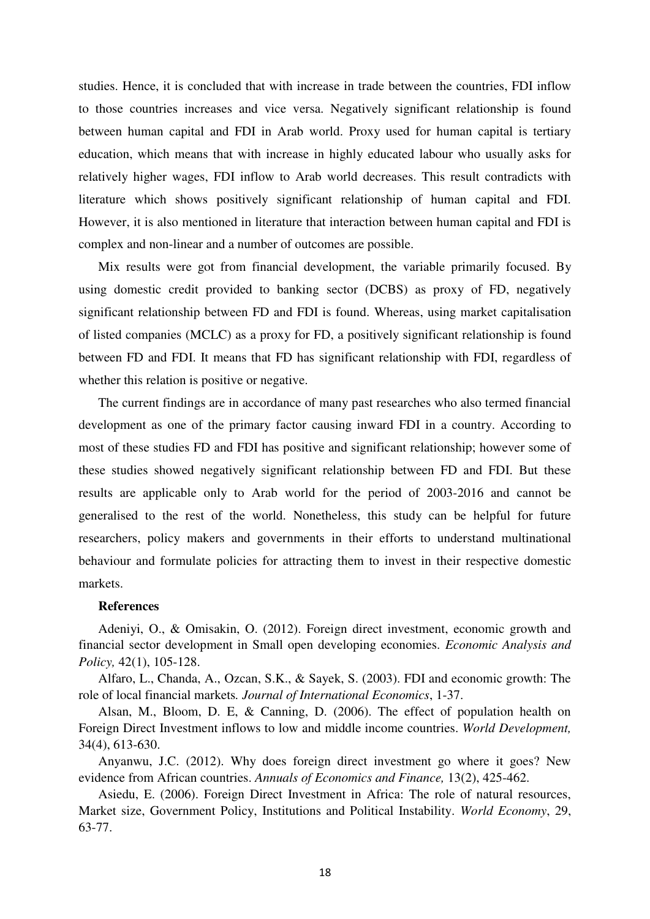studies. Hence, it is concluded that with increase in trade between the countries, FDI inflow to those countries increases and vice versa. Negatively significant relationship is found between human capital and FDI in Arab world. Proxy used for human capital is tertiary education, which means that with increase in highly educated labour who usually asks for relatively higher wages, FDI inflow to Arab world decreases. This result contradicts with literature which shows positively significant relationship of human capital and FDI. However, it is also mentioned in literature that interaction between human capital and FDI is complex and non-linear and a number of outcomes are possible.

Mix results were got from financial development, the variable primarily focused. By using domestic credit provided to banking sector (DCBS) as proxy of FD, negatively significant relationship between FD and FDI is found. Whereas, using market capitalisation of listed companies (MCLC) as a proxy for FD, a positively significant relationship is found between FD and FDI. It means that FD has significant relationship with FDI, regardless of whether this relation is positive or negative.

The current findings are in accordance of many past researches who also termed financial development as one of the primary factor causing inward FDI in a country. According to most of these studies FD and FDI has positive and significant relationship; however some of these studies showed negatively significant relationship between FD and FDI. But these results are applicable only to Arab world for the period of 2003-2016 and cannot be generalised to the rest of the world. Nonetheless, this study can be helpful for future researchers, policy makers and governments in their efforts to understand multinational behaviour and formulate policies for attracting them to invest in their respective domestic markets.

**References**

Adeniyi, O., & Omisakin, O. (2012). Foreign direct investment, economic growth and financial sector development in Small open developing economies. *Economic Analysis and Policy,* 42(1), 105-128.

Alfaro, L., Chanda, A., Ozcan, S.K., & Sayek, S. (2003). FDI and economic growth: The role of local financial markets. *Journal of International Economics*, 1-37.

Alsan, M., Bloom, D. E, & Canning, D. (2006). The effect of population health on Foreign Direct Investment inflows to low and middle income countries. *World Development,* 34(4), 613-630.

Anyanwu, J.C. (2012). Why does foreign direct investment go where it goes? New evidence from African countries. *Annuals of Economics and Finance,* 13(2), 425-462.

Asiedu, E. (2006). Foreign Direct Investment in Africa: The role of natural resources, Market size, Government Policy, Institutions and Political Instability. *World Economy*, 29, 63-77.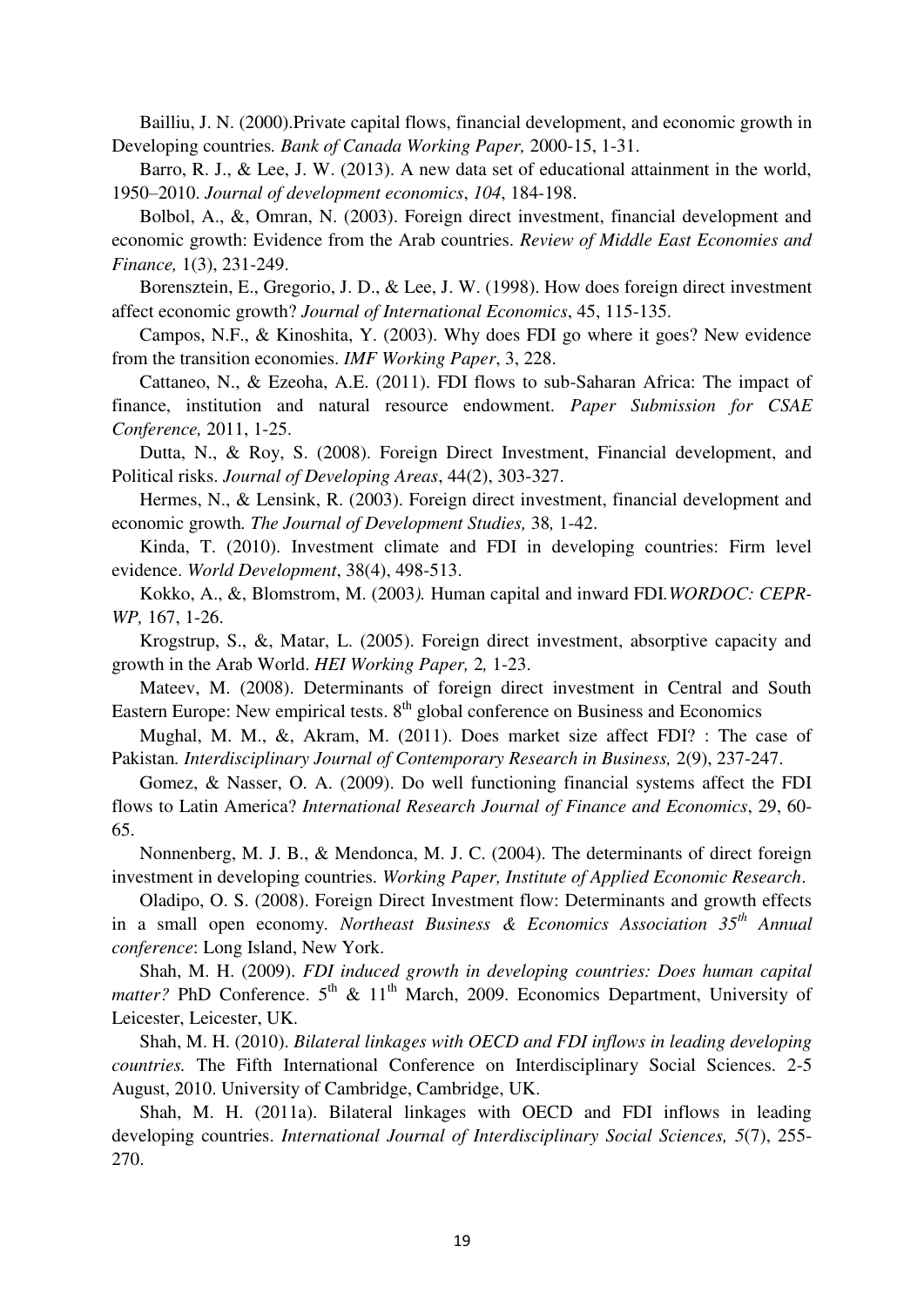Bailliu, J. N. (2000).Private capital flows, financial development, and economic growth in Developing countries. *Bank of Canada Working Paper,* 2000-15, 1-31.

Barro, R. J., & Lee, J. W. (2013). A new data set of educational attainment in the world, 1950–2010. *Journal of development economics*, *104*, 184-198.

Bolbol, A., &, Omran, N. (2003). Foreign direct investment, financial development and economic growth: Evidence from the Arab countries. *Review of Middle East Economies and Finance,* 1(3), 231-249.

Borensztein, E., Gregorio, J. D., & Lee, J. W. (1998). How does foreign direct investment affect economic growth? *Journal of International Economics*, 45, 115-135.

Campos, N.F., & Kinoshita, Y. (2003). Why does FDI go where it goes? New evidence from the transition economies. *IMF Working Paper*, 3, 228.

Cattaneo, N., & Ezeoha, A.E. (2011). FDI flows to sub-Saharan Africa: The impact of finance, institution and natural resource endowment. *Paper Submission for CSAE Conference,* 2011, 1-25.

Dutta, N., & Roy, S. (2008). Foreign Direct Investment, Financial development, and Political risks. *Journal of Developing Areas*, 44(2), 303-327.

Hermes, N., & Lensink, R. (2003). Foreign direct investment, financial development and economic growth. *The Journal of Development Studies,* 38*,* 1-42.

Kinda, T. (2010). Investment climate and FDI in developing countries: Firm level evidence. *World Development*, 38(4), 498-513.

Kokko, A., &, Blomstrom, M. (2003*).* Human capital and inward FDI.*WORDOC: CEPR-WP,* 167, 1-26.

Krogstrup, S., &, Matar, L. (2005). Foreign direct investment, absorptive capacity and growth in the Arab World. *HEI Working Paper,* 2*,* 1-23.

Mateev, M. (2008). Determinants of foreign direct investment in Central and South Eastern Europe: New empirical tests. 8th global conference on Business and Economics

Mughal, M. M., &, Akram, M. (2011). Does market size affect FDI? : The case of Pakistan*. Interdisciplinary Journal of Contemporary Research in Business,* 2(9), 237-247.

Gomez, & Nasser, O. A. (2009). Do well functioning financial systems affect the FDI flows to Latin America? *International Research Journal of Finance and Economics*, 29, 60-65.

Nonnenberg, M. J. B., & Mendonca, M. J. C. (2004). The determinants of direct foreign investment in developing countries. *Working Paper, Institute of Applied Economic Research*.

Oladipo, O. S. (2008). Foreign Direct Investment flow: Determinants and growth effects in a small open economy. *Northeast Business & Economics Association 35th Annual conference*: Long Island, New York.

Shah, M. H. (2009). *FDI induced growth in developing countries: Does human capital matter?* PhD Conference. 5th & 11th March, 2009. Economics Department, University of Leicester, Leicester, UK.

Shah, M. H. (2010). *Bilateral linkages with OECD and FDI inflows in leading developing countries.* The Fifth International Conference on Interdisciplinary Social Sciences. 2-5 August, 2010. University of Cambridge, Cambridge, UK.

Shah, M. H. (2011a). Bilateral linkages with OECD and FDI inflows in leading developing countries. *International Journal of Interdisciplinary Social Sciences, 5*(7), 255-270.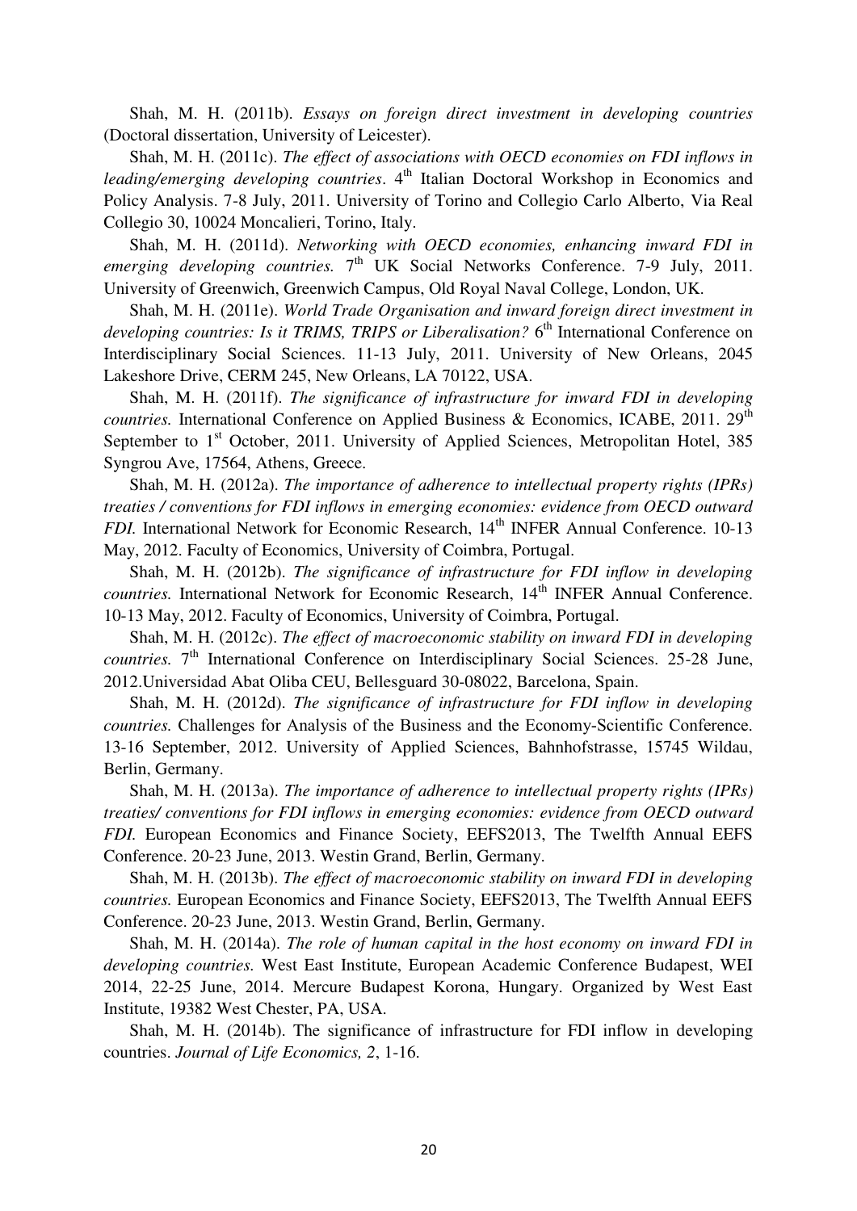Shah, M. H. (2011b). *Essays on foreign direct investment in developing countries* (Doctoral dissertation, University of Leicester).

Shah, M. H. (2011c). *The effect of associations with OECD economies on FDI inflows in leading/emerging developing countries*. 4th Italian Doctoral Workshop in Economics and Policy Analysis. 7-8 July, 2011. University of Torino and Collegio Carlo Alberto, Via Real Collegio 30, 10024 Moncalieri, Torino, Italy.

Shah, M. H. (2011d). *Networking with OECD economies, enhancing inward FDI in emerging developing countries.* 7th UK Social Networks Conference. 7-9 July, 2011. University of Greenwich, Greenwich Campus, Old Royal Naval College, London, UK.

Shah, M. H. (2011e). *World Trade Organisation and inward foreign direct investment in developing countries: Is it TRIMS, TRIPS or Liberalisation?* 6th International Conference on Interdisciplinary Social Sciences. 11-13 July, 2011. University of New Orleans, 2045 Lakeshore Drive, CERM 245, New Orleans, LA 70122, USA.

Shah, M. H. (2011f). *The significance of infrastructure for inward FDI in developing countries.* International Conference on Applied Business & Economics, ICABE, 2011. 29th September to 1st October, 2011. University of Applied Sciences, Metropolitan Hotel, 385 Syngrou Ave, 17564, Athens, Greece.

Shah, M. H. (2012a). *The importance of adherence to intellectual property rights (IPRs) treaties / conventions for FDI inflows in emerging economies: evidence from OECD outward FDI.* International Network for Economic Research, 14th INFER Annual Conference. 10-13 May, 2012. Faculty of Economics, University of Coimbra, Portugal.

Shah, M. H. (2012b). *The significance of infrastructure for FDI inflow in developing countries.* International Network for Economic Research, 14th INFER Annual Conference. 10-13 May, 2012. Faculty of Economics, University of Coimbra, Portugal.

Shah, M. H. (2012c). *The effect of macroeconomic stability on inward FDI in developing countries.* 7th International Conference on Interdisciplinary Social Sciences. 25-28 June, 2012.Universidad Abat Oliba CEU, Bellesguard 30-08022, Barcelona, Spain.

Shah, M. H. (2012d). *The significance of infrastructure for FDI inflow in developing countries.* Challenges for Analysis of the Business and the Economy-Scientific Conference. 13-16 September, 2012. University of Applied Sciences, Bahnhofstrasse, 15745 Wildau, Berlin, Germany.

Shah, M. H. (2013a). *The importance of adherence to intellectual property rights (IPRs) treaties/ conventions for FDI inflows in emerging economies: evidence from OECD outward FDI.* European Economics and Finance Society, EEFS2013, The Twelfth Annual EEFS Conference. 20-23 June, 2013. Westin Grand, Berlin, Germany.

Shah, M. H. (2013b). *The effect of macroeconomic stability on inward FDI in developing countries.* European Economics and Finance Society, EEFS2013, The Twelfth Annual EEFS Conference. 20-23 June, 2013. Westin Grand, Berlin, Germany.

Shah, M. H. (2014a). *The role of human capital in the host economy on inward FDI in developing countries.* West East Institute, European Academic Conference Budapest, WEI 2014, 22-25 June, 2014. Mercure Budapest Korona, Hungary. Organized by West East Institute, 19382 West Chester, PA, USA.

Shah, M. H. (2014b). The significance of infrastructure for FDI inflow in developing countries. *Journal of Life Economics, 2*, 1-16.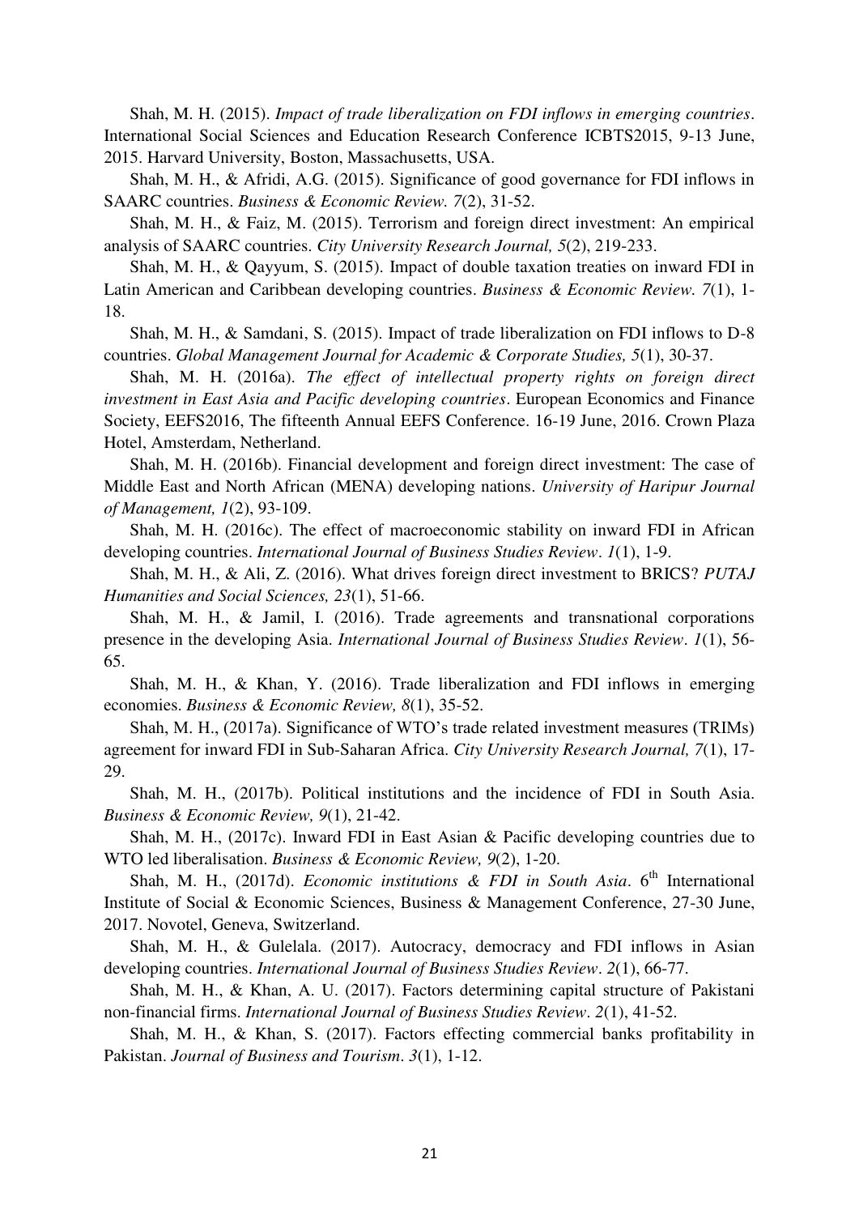Shah, M. H. (2015). *Impact of trade liberalization on FDI inflows in emerging countries*. International Social Sciences and Education Research Conference ICBTS2015, 9-13 June, 2015. Harvard University, Boston, Massachusetts, USA.

Shah, M. H., & Afridi, A.G. (2015). Significance of good governance for FDI inflows in SAARC countries. *Business & Economic Review. 7*(2), 31-52.

Shah, M. H., & Faiz, M. (2015). Terrorism and foreign direct investment: An empirical analysis of SAARC countries. *City University Research Journal, 5*(2), 219-233.

Shah, M. H., & Qayyum, S. (2015). Impact of double taxation treaties on inward FDI in Latin American and Caribbean developing countries. *Business & Economic Review. 7*(1), 1-18.

Shah, M. H., & Samdani, S. (2015). Impact of trade liberalization on FDI inflows to D-8 countries. *Global Management Journal for Academic & Corporate Studies, 5*(1), 30-37.

Shah, M. H. (2016a). *The effect of intellectual property rights on foreign direct investment in East Asia and Pacific developing countries*. European Economics and Finance Society, EEFS2016, The fifteenth Annual EEFS Conference. 16-19 June, 2016. Crown Plaza Hotel, Amsterdam, Netherland.

Shah, M. H. (2016b). Financial development and foreign direct investment: The case of Middle East and North African (MENA) developing nations. *University of Haripur Journal of Management, 1*(2), 93-109.

Shah, M. H. (2016c). The effect of macroeconomic stability on inward FDI in African developing countries. *International Journal of Business Studies Review*. *1*(1), 1-9.

Shah, M. H., & Ali, Z. (2016). What drives foreign direct investment to BRICS? *PUTAJ Humanities and Social Sciences, 23*(1), 51-66.

Shah, M. H., & Jamil, I. (2016). Trade agreements and transnational corporations presence in the developing Asia. *International Journal of Business Studies Review*. *1*(1), 56-65.

Shah, M. H., & Khan, Y. (2016). Trade liberalization and FDI inflows in emerging economies. *Business & Economic Review, 8*(1), 35-52.

Shah, M. H., (2017a). Significance of WTO's trade related investment measures (TRIMs) agreement for inward FDI in Sub-Saharan Africa. *City University Research Journal, 7*(1), 17-29.

Shah, M. H., (2017b). Political institutions and the incidence of FDI in South Asia. *Business & Economic Review, 9*(1), 21-42.

Shah, M. H., (2017c). Inward FDI in East Asian & Pacific developing countries due to WTO led liberalisation. *Business & Economic Review, 9*(2), 1-20.

Shah, M. H., (2017d). *Economic institutions & FDI in South Asia*. 6th International Institute of Social & Economic Sciences, Business & Management Conference, 27-30 June, 2017. Novotel, Geneva, Switzerland.

Shah, M. H., & Gulelala. (2017). Autocracy, democracy and FDI inflows in Asian developing countries. *International Journal of Business Studies Review*. *2*(1), 66-77.

Shah, M. H., & Khan, A. U. (2017). Factors determining capital structure of Pakistani non-financial firms. *International Journal of Business Studies Review*. *2*(1), 41-52.

Shah, M. H., & Khan, S. (2017). Factors effecting commercial banks profitability in Pakistan. *Journal of Business and Tourism*. *3*(1), 1-12.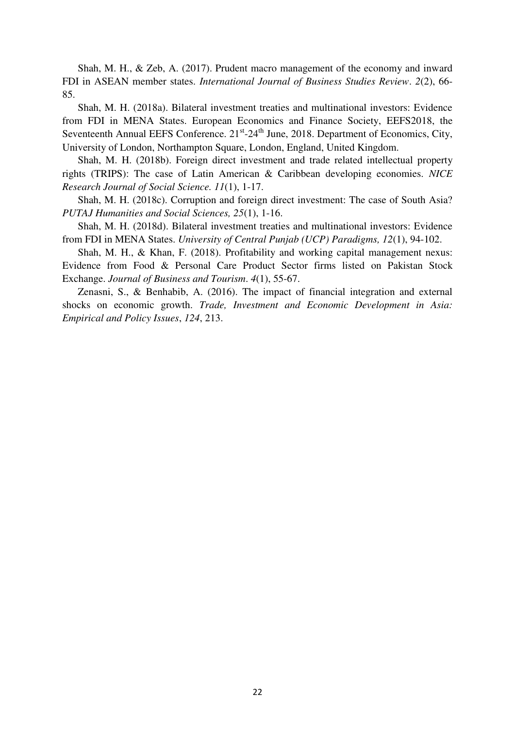Shah, M. H., & Zeb, A. (2017). Prudent macro management of the economy and inward FDI in ASEAN member states. *International Journal of Business Studies Review*. *2*(2), 66-85.

Shah, M. H. (2018a). Bilateral investment treaties and multinational investors: Evidence from FDI in MENA States. European Economics and Finance Society, EEFS2018, the Seventeenth Annual EEFS Conference. 21st-24th June, 2018. Department of Economics, City, University of London, Northampton Square, London, England, United Kingdom.

Shah, M. H. (2018b). Foreign direct investment and trade related intellectual property rights (TRIPS): The case of Latin American & Caribbean developing economies. *NICE Research Journal of Social Science. 11*(1), 1-17.

Shah, M. H. (2018c). Corruption and foreign direct investment: The case of South Asia? *PUTAJ Humanities and Social Sciences, 25*(1), 1-16.

Shah, M. H. (2018d). Bilateral investment treaties and multinational investors: Evidence from FDI in MENA States. *University of Central Punjab (UCP) Paradigms, 12*(1), 94-102.

Shah, M. H., & Khan, F. (2018). Profitability and working capital management nexus: Evidence from Food & Personal Care Product Sector firms listed on Pakistan Stock Exchange. *Journal of Business and Tourism*. *4*(1), 55-67.

Zenasni, S., & Benhabib, A. (2016). The impact of financial integration and external shocks on economic growth. *Trade, Investment and Economic Development in Asia: Empirical and Policy Issues*, *124*, 213.